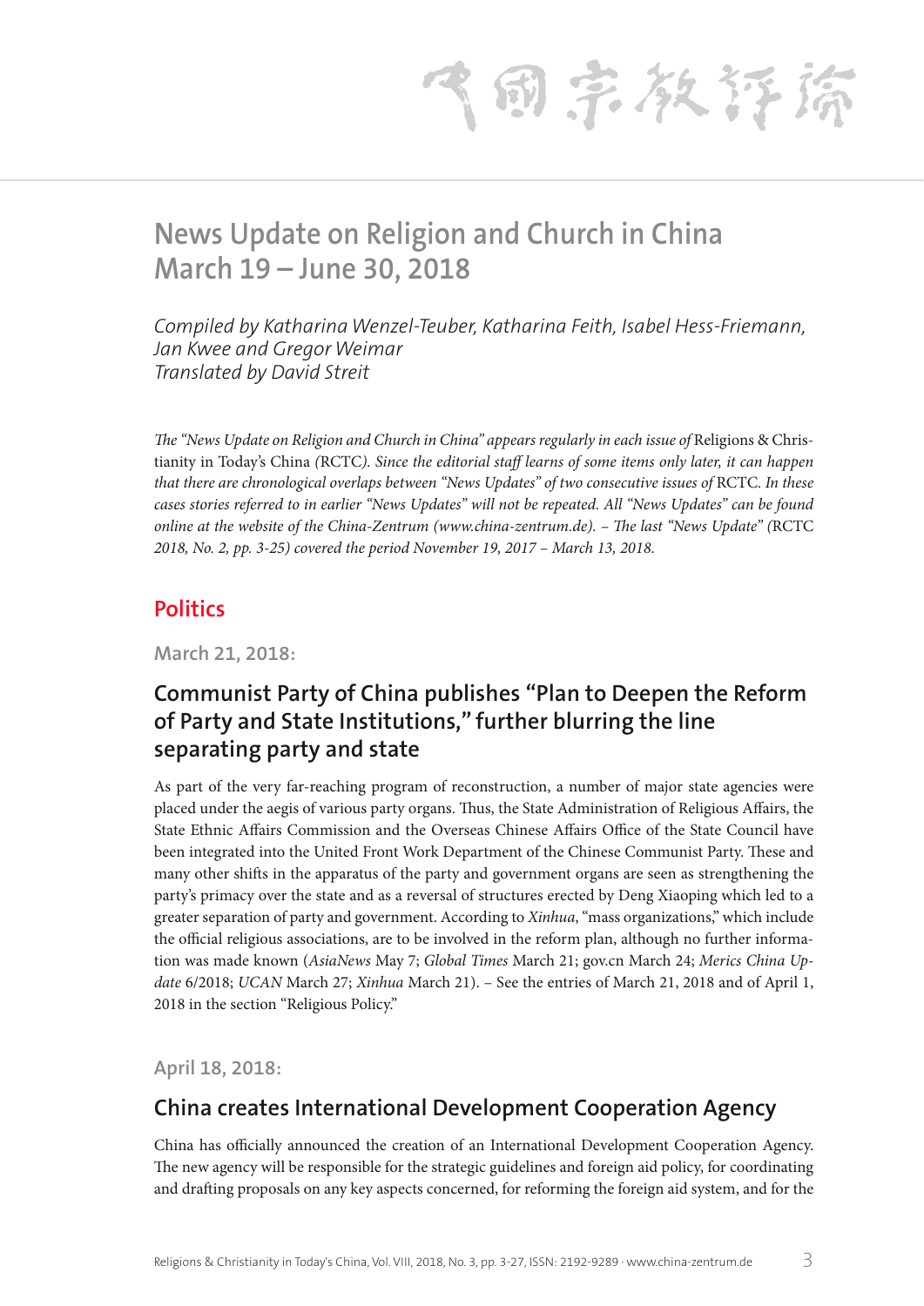# News Update on Religion and Church in China March 19 – June 30, 2018

*Compiled by Katharina Wenzel-Teuber, Katharina Feith, Isabel Hess-Friemann, Jan Kwee and Gregor Weimar*
*Translated by David Streit*

*The "News Update on Religion and Church in China" appears regularly in each issue of* Religions & Christianity in Today's China *(*RCTC*). Since the editorial staff learns of some items only later, it can happen that there are chronological overlaps between "News Updates" of two consecutive issues of* RCTC*. In these cases stories referred to in earlier "News Updates" will not be repeated. All "News Updates" can be found online at the website of the China-Zentrum (www.china-zentrum.de). – The last "News Update" (*RCTC *2018, No. 2, pp. 3-25) covered the period November 19, 2017 – March 13, 2018.*

## Politics

**March 21, 2018:**

### Communist Party of China publishes "Plan to Deepen the Reform of Party and State Institutions," further blurring the line separating party and state

As part of the very far-reaching program of reconstruction, a number of major state agencies were placed under the aegis of various party organs. Thus, the State Administration of Religious Affairs, the State Ethnic Affairs Commission and the Overseas Chinese Affairs Office of the State Council have been integrated into the United Front Work Department of the Chinese Communist Party. These and many other shifts in the apparatus of the party and government organs are seen as strengthening the party's primacy over the state and as a reversal of structures erected by Deng Xiaoping which led to a greater separation of party and government. According to *Xinhua*, "mass organizations," which include the official religious associations, are to be involved in the reform plan, although no further information was made known (*AsiaNews* May 7; *Global Times* March 21; gov.cn March 24; *Merics China Update* 6/2018; *UCAN* March 27; *Xinhua* March 21). – See the entries of March 21, 2018 and of April 1, 2018 in the section "Religious Policy."

**April 18, 2018:**

### China creates International Development Cooperation Agency

China has officially announced the creation of an International Development Cooperation Agency. The new agency will be responsible for the strategic guidelines and foreign aid policy, for coordinating and drafting proposals on any key aspects concerned, for reforming the foreign aid system, and for the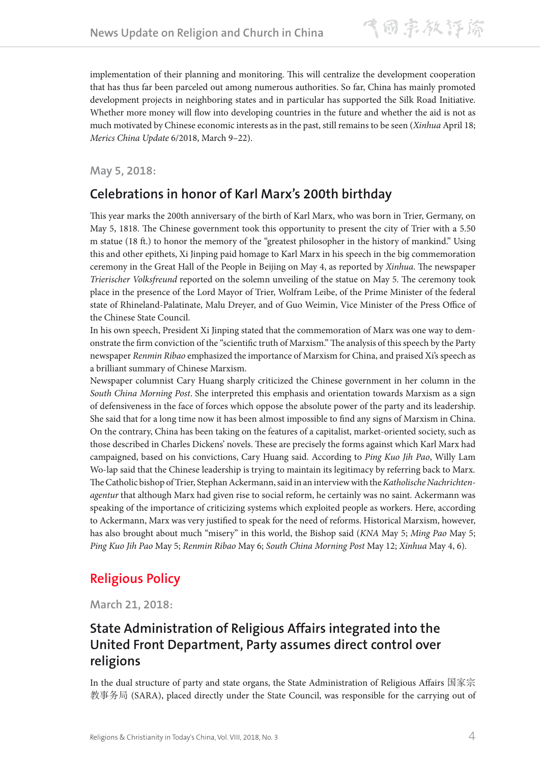implementation of their planning and monitoring. This will centralize the development cooperation that has thus far been parceled out among numerous authorities. So far, China has mainly promoted development projects in neighboring states and in particular has supported the Silk Road Initiative. Whether more money will flow into developing countries in the future and whether the aid is not as much motivated by Chinese economic interests as in the past, still remains to be seen (*Xinhua* April 18; *Merics China Update* 6/2018, March 9–22).

### May 5, 2018:

## Celebrations in honor of Karl Marx's 200th birthday

This year marks the 200th anniversary of the birth of Karl Marx, who was born in Trier, Germany, on May 5, 1818. The Chinese government took this opportunity to present the city of Trier with a 5.50 m statue (18 ft.) to honor the memory of the "greatest philosopher in the history of mankind." Using this and other epithets, Xi Jinping paid homage to Karl Marx in his speech in the big commemoration ceremony in the Great Hall of the People in Beijing on May 4, as reported by *Xinhua*. The newspaper *Trierischer Volksfreund* reported on the solemn unveiling of the statue on May 5. The ceremony took place in the presence of the Lord Mayor of Trier, Wolfram Leibe, of the Prime Minister of the federal state of Rhineland-Palatinate, Malu Dreyer, and of Guo Weimin, Vice Minister of the Press Office of the Chinese State Council.

In his own speech, President Xi Jinping stated that the commemoration of Marx was one way to demonstrate the firm conviction of the "scientific truth of Marxism." The analysis of this speech by the Party newspaper *Renmin Ribao* emphasized the importance of Marxism for China, and praised Xi's speech as a brilliant summary of Chinese Marxism.

Newspaper columnist Cary Huang sharply criticized the Chinese government in her column in the *South China Morning Post*. She interpreted this emphasis and orientation towards Marxism as a sign of defensiveness in the face of forces which oppose the absolute power of the party and its leadership. She said that for a long time now it has been almost impossible to find any signs of Marxism in China. On the contrary, China has been taking on the features of a capitalist, market-oriented society, such as those described in Charles Dickens' novels. These are precisely the forms against which Karl Marx had campaigned, based on his convictions, Cary Huang said. According to *Ping Kuo Jih Pao*, Willy Lam Wo-lap said that the Chinese leadership is trying to maintain its legitimacy by referring back to Marx. The Catholic bishop of Trier, Stephan Ackermann, said in an interview with the *Katholische Nachrichtenagentur* that although Marx had given rise to social reform, he certainly was no saint. Ackermann was speaking of the importance of criticizing systems which exploited people as workers. Here, according to Ackermann, Marx was very justified to speak for the need of reforms. Historical Marxism, however, has also brought about much "misery" in this world, the Bishop said (*KNA* May 5; *Ming Pao* May 5; *Ping Kuo Jih Pao* May 5; *Renmin Ribao* May 6; *South China Morning Post* May 12; *Xinhua* May 4, 6).

# Religious Policy

### March 21, 2018:

## State Administration of Religious Affairs integrated into the United Front Department, Party assumes direct control over religions

In the dual structure of party and state organs, the State Administration of Religious Affairs 国家宗教事务局 (SARA), placed directly under the State Council, was responsible for the carrying out of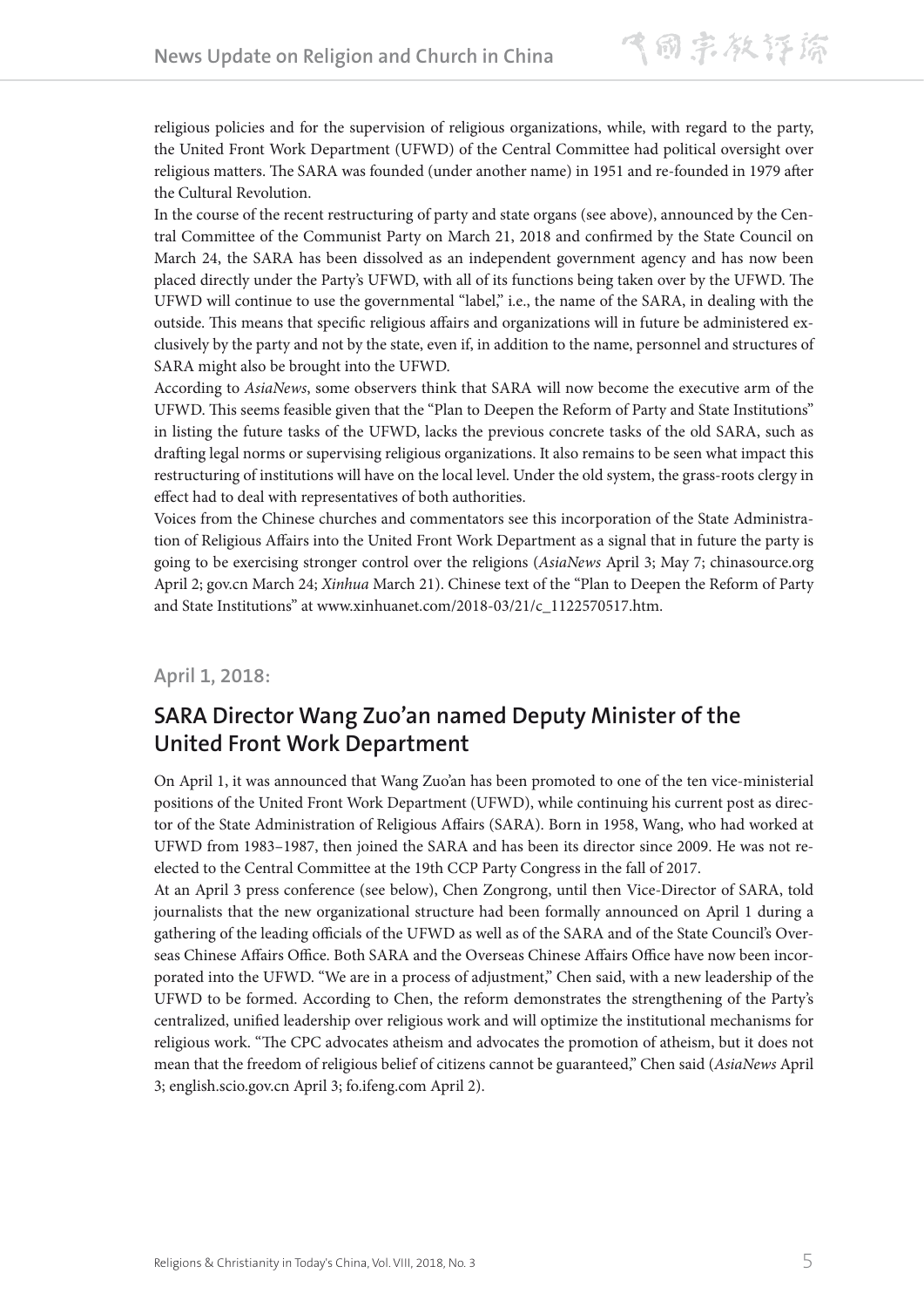religious policies and for the supervision of religious organizations, while, with regard to the party, the United Front Work Department (UFWD) of the Central Committee had political oversight over religious matters. The SARA was founded (under another name) in 1951 and re-founded in 1979 after the Cultural Revolution.

In the course of the recent restructuring of party and state organs (see above), announced by the Central Committee of the Communist Party on March 21, 2018 and confirmed by the State Council on March 24, the SARA has been dissolved as an independent government agency and has now been placed directly under the Party's UFWD, with all of its functions being taken over by the UFWD. The UFWD will continue to use the governmental "label," i.e., the name of the SARA, in dealing with the outside. This means that specific religious affairs and organizations will in future be administered exclusively by the party and not by the state, even if, in addition to the name, personnel and structures of SARA might also be brought into the UFWD.

According to *AsiaNews*, some observers think that SARA will now become the executive arm of the UFWD. This seems feasible given that the "Plan to Deepen the Reform of Party and State Institutions" in listing the future tasks of the UFWD, lacks the previous concrete tasks of the old SARA, such as drafting legal norms or supervising religious organizations. It also remains to be seen what impact this restructuring of institutions will have on the local level. Under the old system, the grass-roots clergy in effect had to deal with representatives of both authorities.

Voices from the Chinese churches and commentators see this incorporation of the State Administration of Religious Affairs into the United Front Work Department as a signal that in future the party is going to be exercising stronger control over the religions (*AsiaNews* April 3; May 7; chinasource.org April 2; gov.cn March 24; *Xinhua* March 21). Chinese text of the "Plan to Deepen the Reform of Party and State Institutions" at www.xinhuanet.com/2018-03/21/c_1122570517.htm.

### April 1, 2018:

## SARA Director Wang Zuo'an named Deputy Minister of the United Front Work Department

On April 1, it was announced that Wang Zuo'an has been promoted to one of the ten vice-ministerial positions of the United Front Work Department (UFWD), while continuing his current post as director of the State Administration of Religious Affairs (SARA). Born in 1958, Wang, who had worked at UFWD from 1983–1987, then joined the SARA and has been its director since 2009. He was not reelected to the Central Committee at the 19th CCP Party Congress in the fall of 2017.

At an April 3 press conference (see below), Chen Zongrong, until then Vice-Director of SARA, told journalists that the new organizational structure had been formally announced on April 1 during a gathering of the leading officials of the UFWD as well as of the SARA and of the State Council's Overseas Chinese Affairs Office. Both SARA and the Overseas Chinese Affairs Office have now been incorporated into the UFWD. "We are in a process of adjustment," Chen said, with a new leadership of the UFWD to be formed. According to Chen, the reform demonstrates the strengthening of the Party's centralized, unified leadership over religious work and will optimize the institutional mechanisms for religious work. "The CPC advocates atheism and advocates the promotion of atheism, but it does not mean that the freedom of religious belief of citizens cannot be guaranteed," Chen said (*AsiaNews* April 3; english.scio.gov.cn April 3; fo.ifeng.com April 2).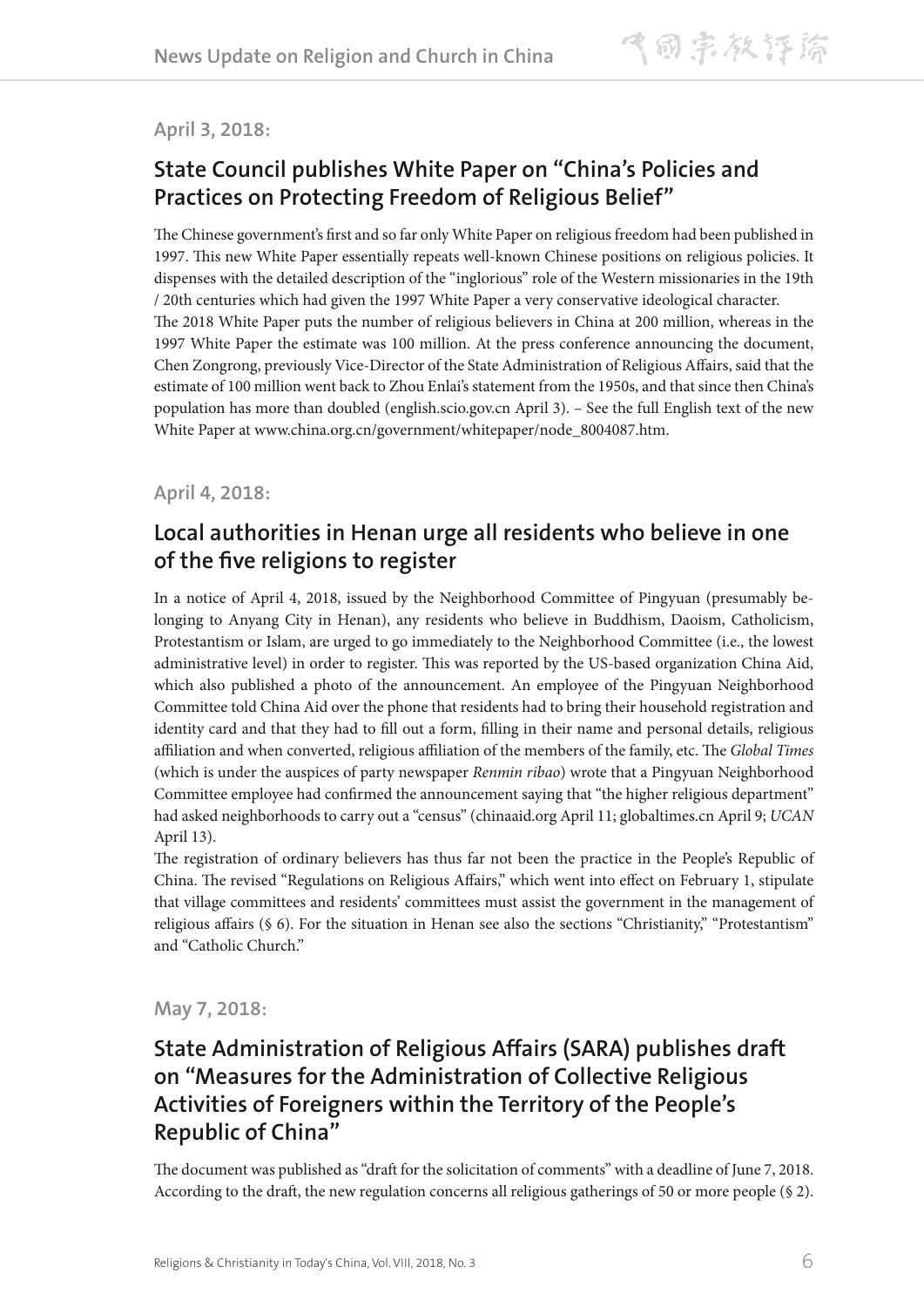**April 3, 2018:**

## State Council publishes White Paper on "China's Policies and Practices on Protecting Freedom of Religious Belief"

The Chinese government's first and so far only White Paper on religious freedom had been published in 1997. This new White Paper essentially repeats well-known Chinese positions on religious policies. It dispenses with the detailed description of the "inglorious" role of the Western missionaries in the 19th / 20th centuries which had given the 1997 White Paper a very conservative ideological character.

The 2018 White Paper puts the number of religious believers in China at 200 million, whereas in the 1997 White Paper the estimate was 100 million. At the press conference announcing the document, Chen Zongrong, previously Vice-Director of the State Administration of Religious Affairs, said that the estimate of 100 million went back to Zhou Enlai's statement from the 1950s, and that since then China's population has more than doubled (english.scio.gov.cn April 3). – See the full English text of the new White Paper at www.china.org.cn/government/whitepaper/node_8004087.htm.

**April 4, 2018:**

## Local authorities in Henan urge all residents who believe in one of the five religions to register

In a notice of April 4, 2018, issued by the Neighborhood Committee of Pingyuan (presumably belonging to Anyang City in Henan), any residents who believe in Buddhism, Daoism, Catholicism, Protestantism or Islam, are urged to go immediately to the Neighborhood Committee (i.e., the lowest administrative level) in order to register. This was reported by the US-based organization China Aid, which also published a photo of the announcement. An employee of the Pingyuan Neighborhood Committee told China Aid over the phone that residents had to bring their household registration and identity card and that they had to fill out a form, filling in their name and personal details, religious affiliation and when converted, religious affiliation of the members of the family, etc. The *Global Times* (which is under the auspices of party newspaper *Renmin ribao*) wrote that a Pingyuan Neighborhood Committee employee had confirmed the announcement saying that "the higher religious department" had asked neighborhoods to carry out a "census" (chinaaid.org April 11; globaltimes.cn April 9; *UCAN* April 13).

The registration of ordinary believers has thus far not been the practice in the People's Republic of China. The revised "Regulations on Religious Affairs," which went into effect on February 1, stipulate that village committees and residents' committees must assist the government in the management of religious affairs (§ 6). For the situation in Henan see also the sections "Christianity," "Protestantism" and "Catholic Church."

**May 7, 2018:**

## State Administration of Religious Affairs (SARA) publishes draft on "Measures for the Administration of Collective Religious Activities of Foreigners within the Territory of the People's Republic of China"

The document was published as "draft for the solicitation of comments" with a deadline of June 7, 2018. According to the draft, the new regulation concerns all religious gatherings of 50 or more people (§ 2).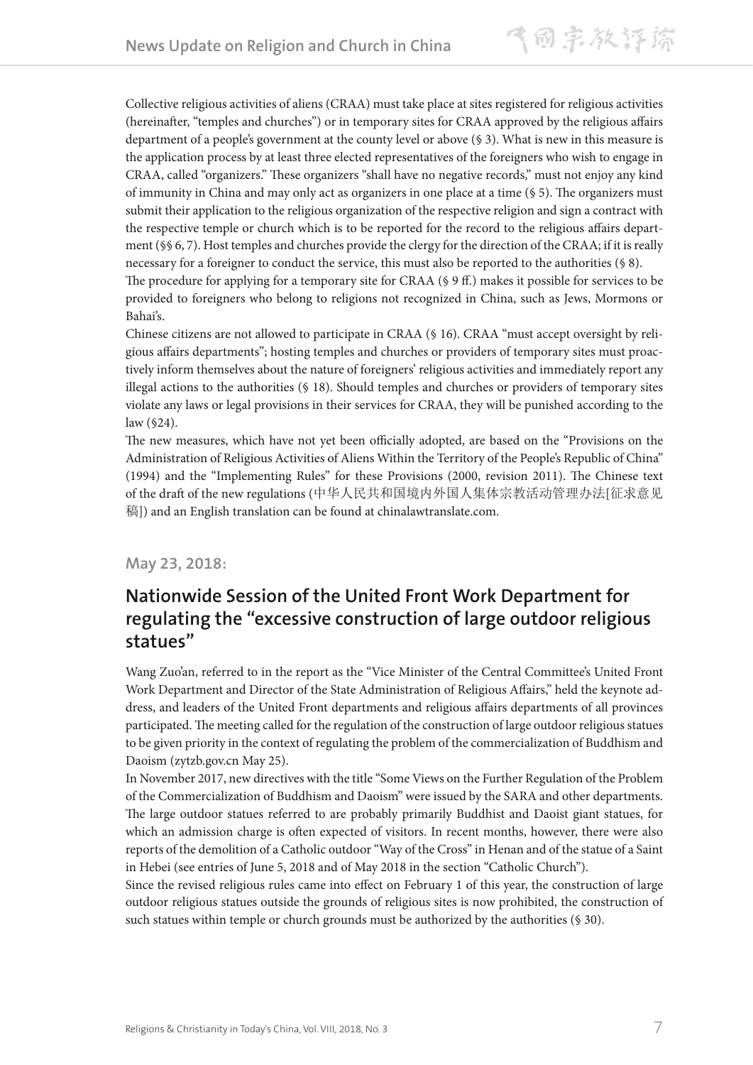Collective religious activities of aliens (CRAA) must take place at sites registered for religious activities (hereinafter, "temples and churches") or in temporary sites for CRAA approved by the religious affairs department of a people's government at the county level or above (§ 3). What is new in this measure is the application process by at least three elected representatives of the foreigners who wish to engage in CRAA, called "organizers." These organizers "shall have no negative records," must not enjoy any kind of immunity in China and may only act as organizers in one place at a time (§ 5). The organizers must submit their application to the religious organization of the respective religion and sign a contract with the respective temple or church which is to be reported for the record to the religious affairs department (§§ 6, 7). Host temples and churches provide the clergy for the direction of the CRAA; if it is really necessary for a foreigner to conduct the service, this must also be reported to the authorities (§ 8).

The procedure for applying for a temporary site for CRAA (§ 9 ff.) makes it possible for services to be provided to foreigners who belong to religions not recognized in China, such as Jews, Mormons or Bahai's.

Chinese citizens are not allowed to participate in CRAA (§ 16). CRAA "must accept oversight by religious affairs departments"; hosting temples and churches or providers of temporary sites must proactively inform themselves about the nature of foreigners' religious activities and immediately report any illegal actions to the authorities (§ 18). Should temples and churches or providers of temporary sites violate any laws or legal provisions in their services for CRAA, they will be punished according to the law (§24).

The new measures, which have not yet been officially adopted, are based on the "Provisions on the Administration of Religious Activities of Aliens Within the Territory of the People's Republic of China" (1994) and the "Implementing Rules" for these Provisions (2000, revision 2011). The Chinese text of the draft of the new regulations (中华人民共和国境内外国人集体宗教活动管理办法[征求意见稿]) and an English translation can be found at chinalawtranslate.com.

**May 23, 2018:**

## Nationwide Session of the United Front Work Department for regulating the "excessive construction of large outdoor religious statues"

Wang Zuo'an, referred to in the report as the "Vice Minister of the Central Committee's United Front Work Department and Director of the State Administration of Religious Affairs," held the keynote address, and leaders of the United Front departments and religious affairs departments of all provinces participated. The meeting called for the regulation of the construction of large outdoor religious statues to be given priority in the context of regulating the problem of the commercialization of Buddhism and Daoism (zytzb.gov.cn May 25).

In November 2017, new directives with the title "Some Views on the Further Regulation of the Problem of the Commercialization of Buddhism and Daoism" were issued by the SARA and other departments. The large outdoor statues referred to are probably primarily Buddhist and Daoist giant statues, for which an admission charge is often expected of visitors. In recent months, however, there were also reports of the demolition of a Catholic outdoor "Way of the Cross" in Henan and of the statue of a Saint in Hebei (see entries of June 5, 2018 and of May 2018 in the section "Catholic Church").

Since the revised religious rules came into effect on February 1 of this year, the construction of large outdoor religious statues outside the grounds of religious sites is now prohibited, the construction of such statues within temple or church grounds must be authorized by the authorities (§ 30).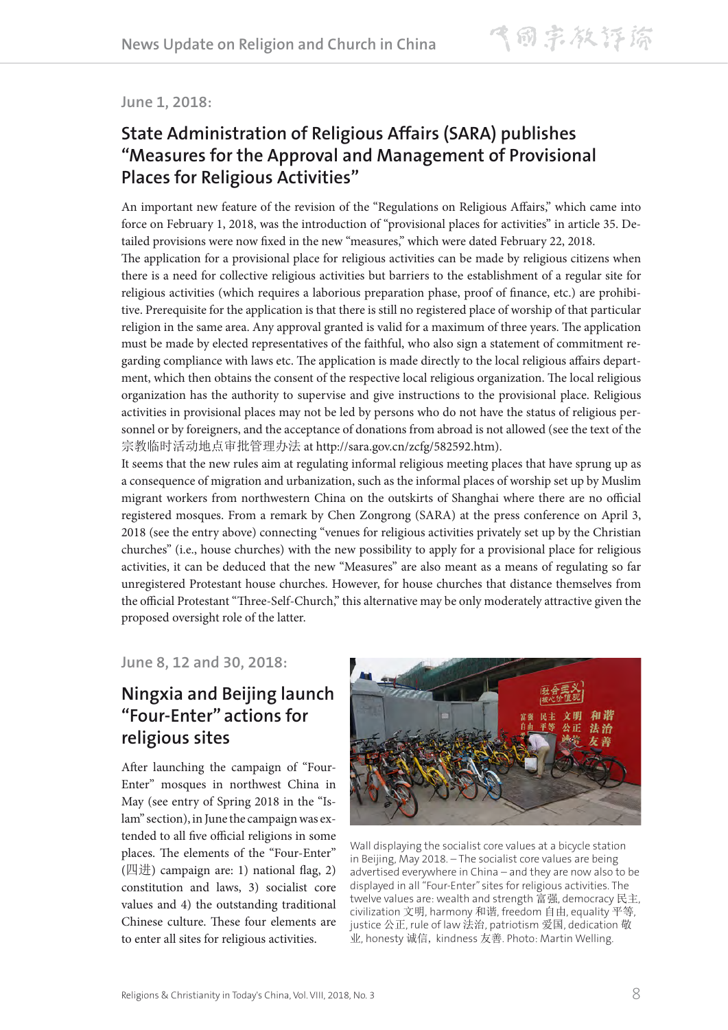June 1, 2018:

## State Administration of Religious Affairs (SARA) publishes "Measures for the Approval and Management of Provisional Places for Religious Activities"

An important new feature of the revision of the "Regulations on Religious Affairs," which came into force on February 1, 2018, was the introduction of "provisional places for activities" in article 35. Detailed provisions were now fixed in the new "measures," which were dated February 22, 2018.

The application for a provisional place for religious activities can be made by religious citizens when there is a need for collective religious activities but barriers to the establishment of a regular site for religious activities (which requires a laborious preparation phase, proof of finance, etc.) are prohibitive. Prerequisite for the application is that there is still no registered place of worship of that particular religion in the same area. Any approval granted is valid for a maximum of three years. The application must be made by elected representatives of the faithful, who also sign a statement of commitment regarding compliance with laws etc. The application is made directly to the local religious affairs department, which then obtains the consent of the respective local religious organization. The local religious organization has the authority to supervise and give instructions to the provisional place. Religious activities in provisional places may not be led by persons who do not have the status of religious personnel or by foreigners, and the acceptance of donations from abroad is not allowed (see the text of the 宗教临时活动地点审批管理办法 at http://sara.gov.cn/zcfg/582592.htm).

It seems that the new rules aim at regulating informal religious meeting places that have sprung up as a consequence of migration and urbanization, such as the informal places of worship set up by Muslim migrant workers from northwestern China on the outskirts of Shanghai where there are no official registered mosques. From a remark by Chen Zongrong (SARA) at the press conference on April 3, 2018 (see the entry above) connecting "venues for religious activities privately set up by the Christian churches" (i.e., house churches) with the new possibility to apply for a provisional place for religious activities, it can be deduced that the new "Measures" are also meant as a means of regulating so far unregistered Protestant house churches. However, for house churches that distance themselves from the official Protestant "Three-Self-Church," this alternative may be only moderately attractive given the proposed oversight role of the latter.

June 8, 12 and 30, 2018:

## Ningxia and Beijing launch "Four-Enter" actions for religious sites

After launching the campaign of "Four-Enter" mosques in northwest China in May (see entry of Spring 2018 in the "Islam" section), in June the campaign was extended to all five official religions in some places. The elements of the "Four-Enter" (四进) campaign are: 1) national flag, 2) constitution and laws, 3) socialist core values and 4) the outstanding traditional Chinese culture. These four elements are to enter all sites for religious activities.

Wall displaying the socialist core values at a bicycle station in Beijing, May 2018. – The socialist core values are being advertised everywhere in China – and they are now also to be displayed in all "Four-Enter" sites for religious activities. The twelve values are: wealth and strength 富强, democracy 民主, civilization 文明, harmony 和谐, freedom 自由, equality 平等, justice 公正, rule of law 法治, patriotism 爱国, dedication 敬业, honesty 诚信，kindness 友善. Photo: Martin Welling.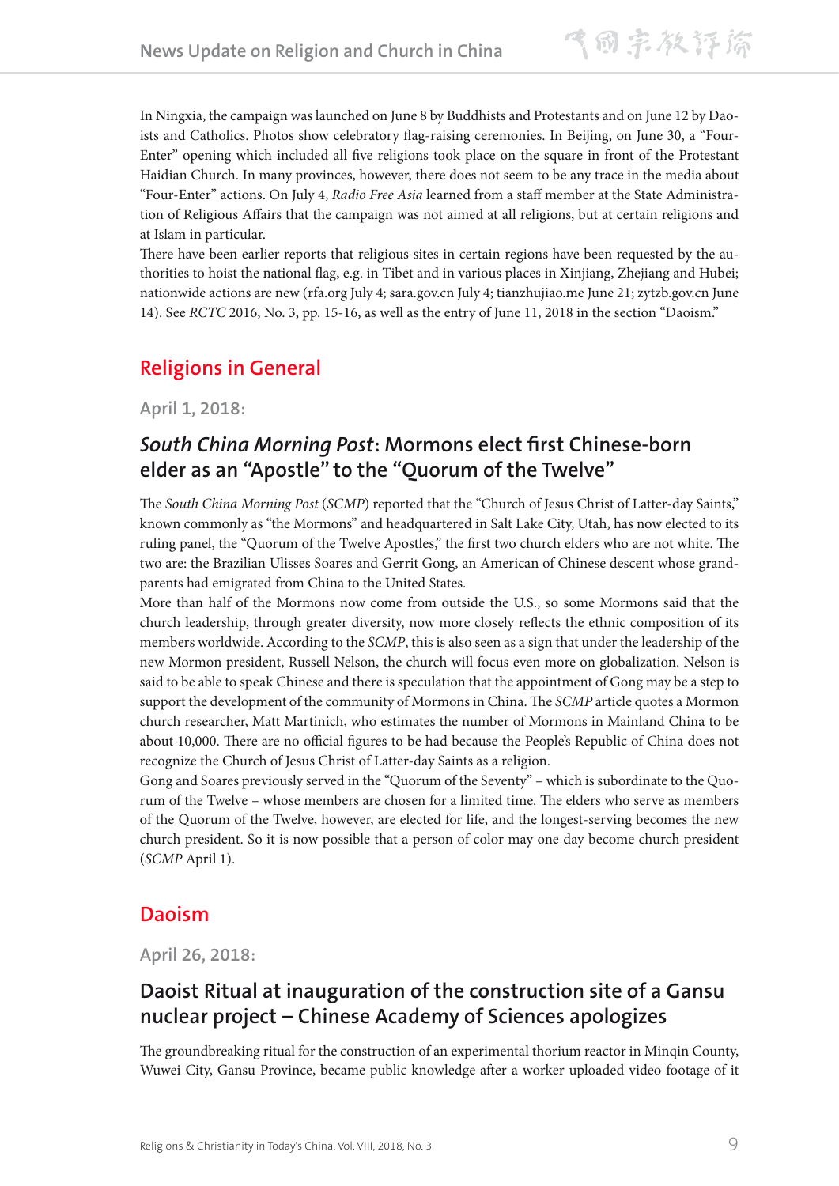In Ningxia, the campaign was launched on June 8 by Buddhists and Protestants and on June 12 by Daoists and Catholics. Photos show celebratory flag-raising ceremonies. In Beijing, on June 30, a "Four-Enter" opening which included all five religions took place on the square in front of the Protestant Haidian Church. In many provinces, however, there does not seem to be any trace in the media about "Four-Enter" actions. On July 4, *Radio Free Asia* learned from a staff member at the State Administration of Religious Affairs that the campaign was not aimed at all religions, but at certain religions and at Islam in particular.

There have been earlier reports that religious sites in certain regions have been requested by the authorities to hoist the national flag, e.g. in Tibet and in various places in Xinjiang, Zhejiang and Hubei; nationwide actions are new (rfa.org July 4; sara.gov.cn July 4; tianzhujiao.me June 21; zytzb.gov.cn June 14). See *RCTC* 2016, No. 3, pp. 15-16, as well as the entry of June 11, 2018 in the section "Daoism."

## Religions in General

### April 1, 2018:

### *South China Morning Post*: Mormons elect first Chinese-born elder as an "Apostle" to the "Quorum of the Twelve"

The *South China Morning Post* (*SCMP*) reported that the "Church of Jesus Christ of Latter-day Saints," known commonly as "the Mormons" and headquartered in Salt Lake City, Utah, has now elected to its ruling panel, the "Quorum of the Twelve Apostles," the first two church elders who are not white. The two are: the Brazilian Ulisses Soares and Gerrit Gong, an American of Chinese descent whose grandparents had emigrated from China to the United States.

More than half of the Mormons now come from outside the U.S., so some Mormons said that the church leadership, through greater diversity, now more closely reflects the ethnic composition of its members worldwide. According to the *SCMP*, this is also seen as a sign that under the leadership of the new Mormon president, Russell Nelson, the church will focus even more on globalization. Nelson is said to be able to speak Chinese and there is speculation that the appointment of Gong may be a step to support the development of the community of Mormons in China. The *SCMP* article quotes a Mormon church researcher, Matt Martinich, who estimates the number of Mormons in Mainland China to be about 10,000. There are no official figures to be had because the People's Republic of China does not recognize the Church of Jesus Christ of Latter-day Saints as a religion.

Gong and Soares previously served in the "Quorum of the Seventy" – which is subordinate to the Quorum of the Twelve – whose members are chosen for a limited time. The elders who serve as members of the Quorum of the Twelve, however, are elected for life, and the longest-serving becomes the new church president. So it is now possible that a person of color may one day become church president (*SCMP* April 1).

## Daoism

### April 26, 2018:

### Daoist Ritual at inauguration of the construction site of a Gansu nuclear project – Chinese Academy of Sciences apologizes

The groundbreaking ritual for the construction of an experimental thorium reactor in Minqin County, Wuwei City, Gansu Province, became public knowledge after a worker uploaded video footage of it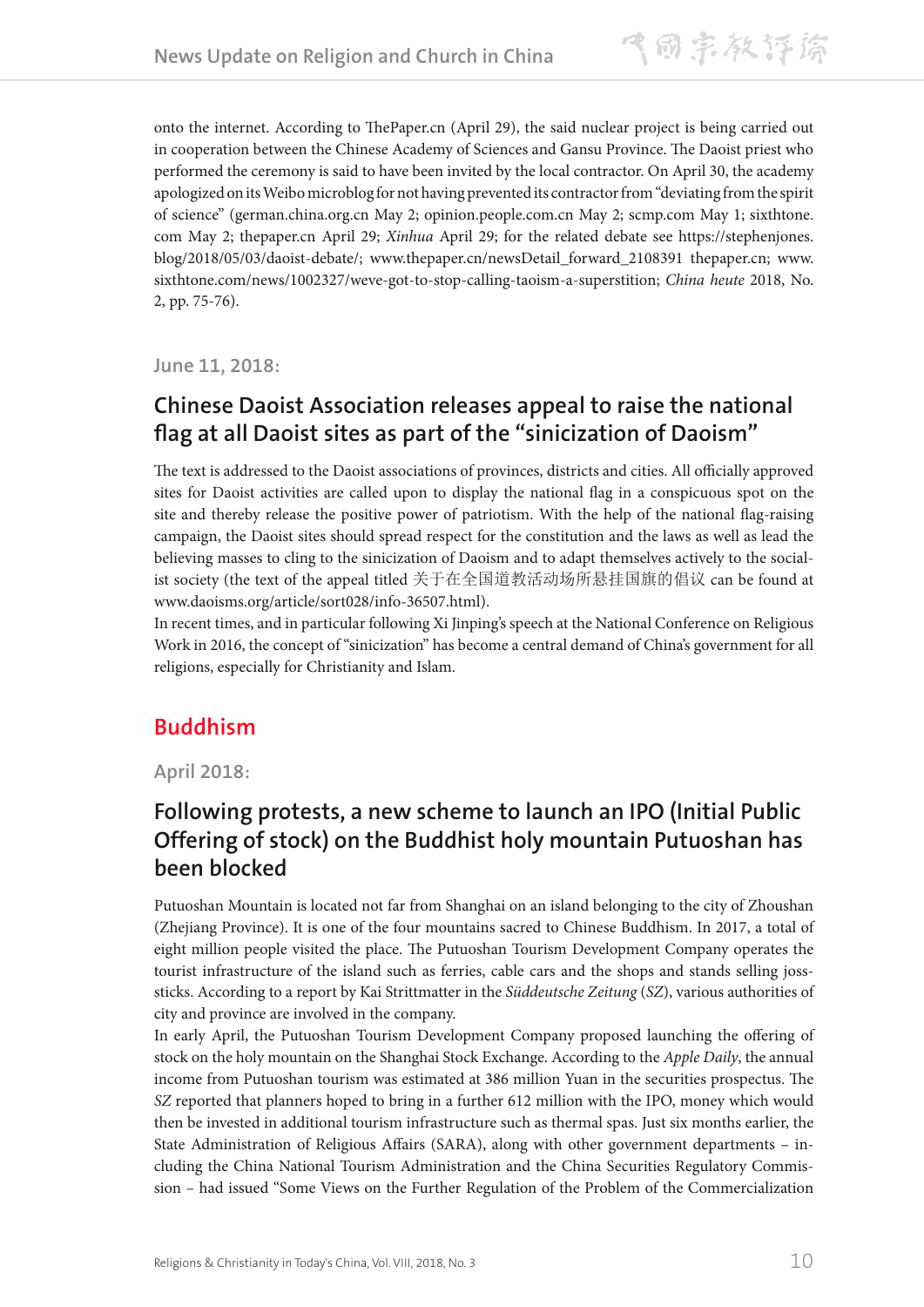onto the internet. According to ThePaper.cn (April 29), the said nuclear project is being carried out in cooperation between the Chinese Academy of Sciences and Gansu Province. The Daoist priest who performed the ceremony is said to have been invited by the local contractor. On April 30, the academy apologized on its Weibo microblog for not having prevented its contractor from "deviating from the spirit of science" (german.china.org.cn May 2; opinion.people.com.cn May 2; scmp.com May 1; sixthtone.com May 2; thepaper.cn April 29; *Xinhua* April 29; for the related debate see https://stephenjones.blog/2018/05/03/daoist-debate/; www.thepaper.cn/newsDetail_forward_2108391 thepaper.cn; www.sixthtone.com/news/1002327/weve-got-to-stop-calling-taoism-a-superstition; *China heute* 2018, No. 2, pp. 75-76).

### June 11, 2018:

## Chinese Daoist Association releases appeal to raise the national flag at all Daoist sites as part of the "sinicization of Daoism"

The text is addressed to the Daoist associations of provinces, districts and cities. All officially approved sites for Daoist activities are called upon to display the national flag in a conspicuous spot on the site and thereby release the positive power of patriotism. With the help of the national flag-raising campaign, the Daoist sites should spread respect for the constitution and the laws as well as lead the believing masses to cling to the sinicization of Daoism and to adapt themselves actively to the socialist society (the text of the appeal titled 关于在全国道教活动场所悬挂国旗的倡议 can be found at www.daoisms.org/article/sort028/info-36507.html).

In recent times, and in particular following Xi Jinping's speech at the National Conference on Religious Work in 2016, the concept of "sinicization" has become a central demand of China's government for all religions, especially for Christianity and Islam.

# Buddhism

### April 2018:

## Following protests, a new scheme to launch an IPO (Initial Public Offering of stock) on the Buddhist holy mountain Putuoshan has been blocked

Putuoshan Mountain is located not far from Shanghai on an island belonging to the city of Zhoushan (Zhejiang Province). It is one of the four mountains sacred to Chinese Buddhism. In 2017, a total of eight million people visited the place. The Putuoshan Tourism Development Company operates the tourist infrastructure of the island such as ferries, cable cars and the shops and stands selling joss-sticks. According to a report by Kai Strittmatter in the *Süddeutsche Zeitung* (*SZ*), various authorities of city and province are involved in the company.

In early April, the Putuoshan Tourism Development Company proposed launching the offering of stock on the holy mountain on the Shanghai Stock Exchange. According to the *Apple Daily*, the annual income from Putuoshan tourism was estimated at 386 million Yuan in the securities prospectus. The *SZ* reported that planners hoped to bring in a further 612 million with the IPO, money which would then be invested in additional tourism infrastructure such as thermal spas. Just six months earlier, the State Administration of Religious Affairs (SARA), along with other government departments – including the China National Tourism Administration and the China Securities Regulatory Commission – had issued "Some Views on the Further Regulation of the Problem of the Commercialization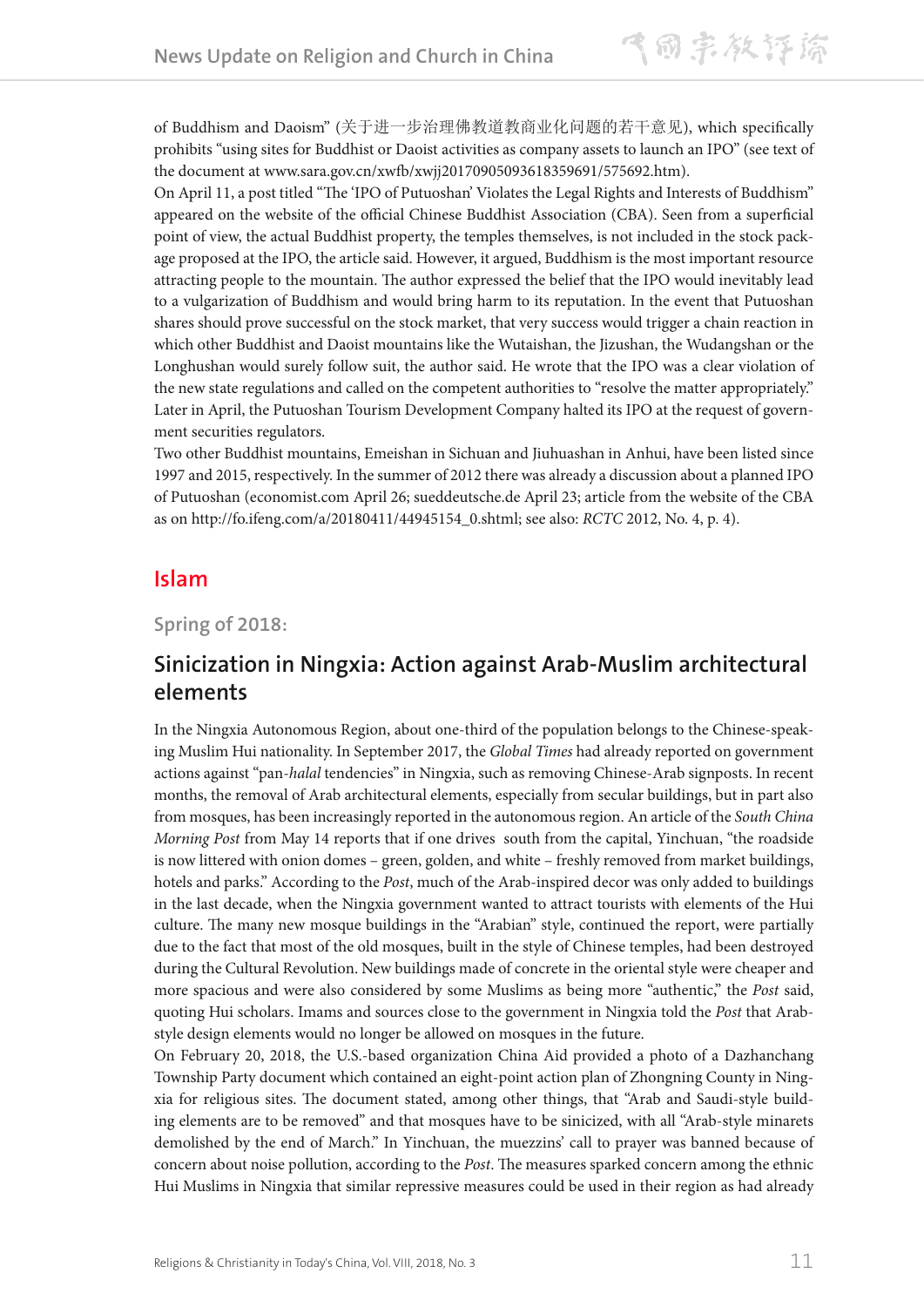of Buddhism and Daoism" (关于进一步治理佛教道教商业化问题的若干意见), which specifically prohibits "using sites for Buddhist or Daoist activities as company assets to launch an IPO" (see text of the document at www.sara.gov.cn/xwfb/xwjj20170905093618359691/575692.htm).

On April 11, a post titled "The 'IPO of Putuoshan' Violates the Legal Rights and Interests of Buddhism" appeared on the website of the official Chinese Buddhist Association (CBA). Seen from a superficial point of view, the actual Buddhist property, the temples themselves, is not included in the stock package proposed at the IPO, the article said. However, it argued, Buddhism is the most important resource attracting people to the mountain. The author expressed the belief that the IPO would inevitably lead to a vulgarization of Buddhism and would bring harm to its reputation. In the event that Putuoshan shares should prove successful on the stock market, that very success would trigger a chain reaction in which other Buddhist and Daoist mountains like the Wutaishan, the Jizushan, the Wudangshan or the Longhushan would surely follow suit, the author said. He wrote that the IPO was a clear violation of the new state regulations and called on the competent authorities to "resolve the matter appropriately." Later in April, the Putuoshan Tourism Development Company halted its IPO at the request of government securities regulators.

Two other Buddhist mountains, Emeishan in Sichuan and Jiuhuashan in Anhui, have been listed since 1997 and 2015, respectively. In the summer of 2012 there was already a discussion about a planned IPO of Putuoshan (economist.com April 26; sueddeutsche.de April 23; article from the website of the CBA as on http://fo.ifeng.com/a/20180411/44945154_0.shtml; see also: *RCTC* 2012, No. 4, p. 4).

## Islam

### Spring of 2018:

### Sinicization in Ningxia: Action against Arab-Muslim architectural elements

In the Ningxia Autonomous Region, about one-third of the population belongs to the Chinese-speaking Muslim Hui nationality. In September 2017, the *Global Times* had already reported on government actions against "pan-*halal* tendencies" in Ningxia, such as removing Chinese-Arab signposts. In recent months, the removal of Arab architectural elements, especially from secular buildings, but in part also from mosques, has been increasingly reported in the autonomous region. An article of the *South China Morning Post* from May 14 reports that if one drives south from the capital, Yinchuan, "the roadside is now littered with onion domes – green, golden, and white – freshly removed from market buildings, hotels and parks." According to the *Post*, much of the Arab-inspired decor was only added to buildings in the last decade, when the Ningxia government wanted to attract tourists with elements of the Hui culture. The many new mosque buildings in the "Arabian" style, continued the report, were partially due to the fact that most of the old mosques, built in the style of Chinese temples, had been destroyed during the Cultural Revolution. New buildings made of concrete in the oriental style were cheaper and more spacious and were also considered by some Muslims as being more "authentic," the *Post* said, quoting Hui scholars. Imams and sources close to the government in Ningxia told the *Post* that Arab-style design elements would no longer be allowed on mosques in the future.

On February 20, 2018, the U.S.-based organization China Aid provided a photo of a Dazhanchang Township Party document which contained an eight-point action plan of Zhongning County in Ningxia for religious sites. The document stated, among other things, that "Arab and Saudi-style building elements are to be removed" and that mosques have to be sinicized, with all "Arab-style minarets demolished by the end of March." In Yinchuan, the muezzins' call to prayer was banned because of concern about noise pollution, according to the *Post*. The measures sparked concern among the ethnic Hui Muslims in Ningxia that similar repressive measures could be used in their region as had already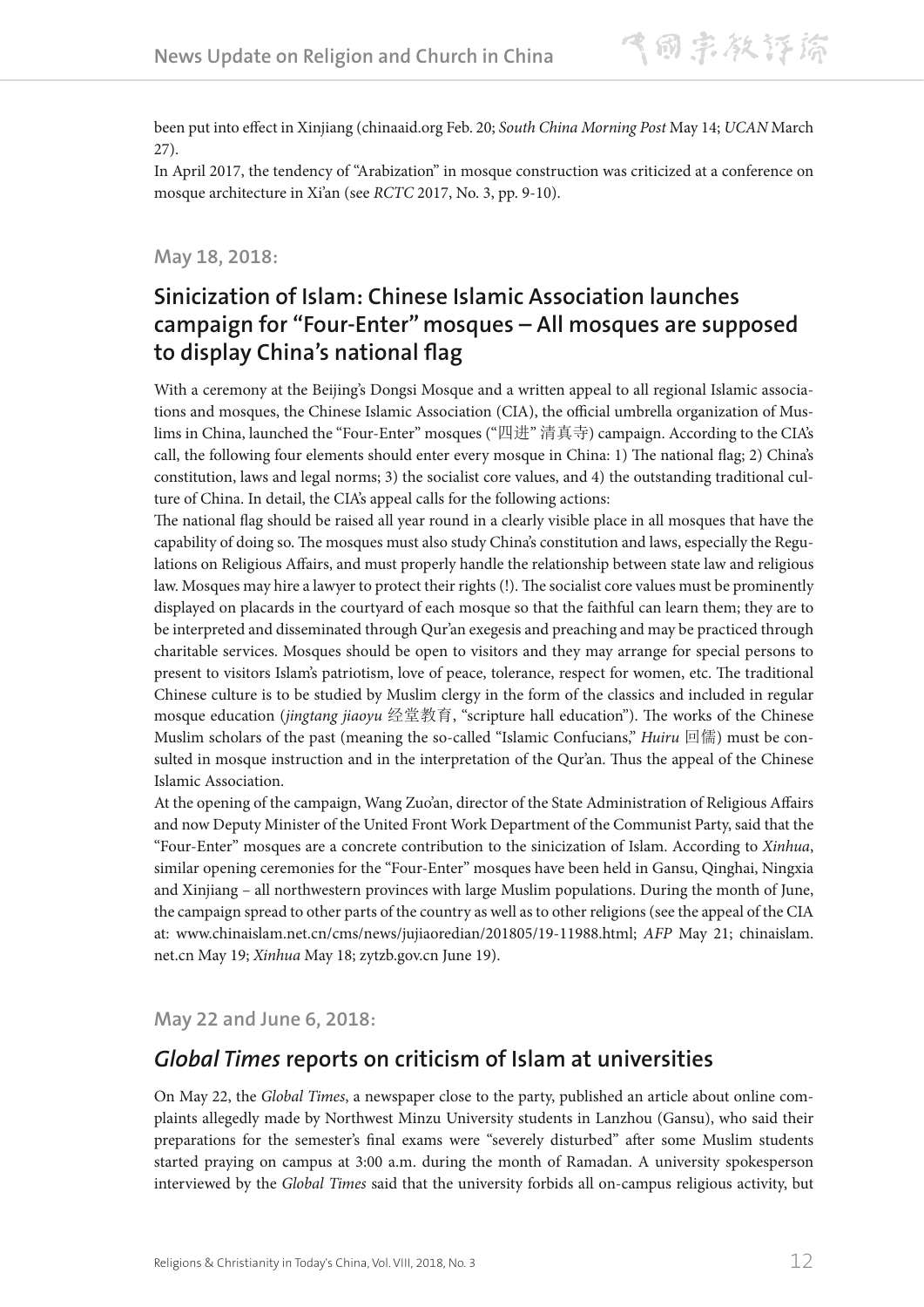been put into effect in Xinjiang (chinaaid.org Feb. 20; *South China Morning Post* May 14; *UCAN* March 27).

In April 2017, the tendency of "Arabization" in mosque construction was criticized at a conference on mosque architecture in Xi'an (see *RCTC* 2017, No. 3, pp. 9-10).

### May 18, 2018:

## Sinicization of Islam: Chinese Islamic Association launches campaign for "Four-Enter" mosques – All mosques are supposed to display China's national flag

With a ceremony at the Beijing's Dongsi Mosque and a written appeal to all regional Islamic associations and mosques, the Chinese Islamic Association (CIA), the official umbrella organization of Muslims in China, launched the "Four-Enter" mosques ("四进" 清真寺) campaign. According to the CIA's call, the following four elements should enter every mosque in China: 1) The national flag; 2) China's constitution, laws and legal norms; 3) the socialist core values, and 4) the outstanding traditional culture of China. In detail, the CIA's appeal calls for the following actions:

The national flag should be raised all year round in a clearly visible place in all mosques that have the capability of doing so. The mosques must also study China's constitution and laws, especially the Regulations on Religious Affairs, and must properly handle the relationship between state law and religious law. Mosques may hire a lawyer to protect their rights (!). The socialist core values must be prominently displayed on placards in the courtyard of each mosque so that the faithful can learn them; they are to be interpreted and disseminated through Qur'an exegesis and preaching and may be practiced through charitable services. Mosques should be open to visitors and they may arrange for special persons to present to visitors Islam's patriotism, love of peace, tolerance, respect for women, etc. The traditional Chinese culture is to be studied by Muslim clergy in the form of the classics and included in regular mosque education (*jingtang jiaoyu* 经堂教育, "scripture hall education"). The works of the Chinese Muslim scholars of the past (meaning the so-called "Islamic Confucians," *Huiru* 回儒) must be consulted in mosque instruction and in the interpretation of the Qur'an. Thus the appeal of the Chinese Islamic Association.

At the opening of the campaign, Wang Zuo'an, director of the State Administration of Religious Affairs and now Deputy Minister of the United Front Work Department of the Communist Party, said that the "Four-Enter" mosques are a concrete contribution to the sinicization of Islam. According to *Xinhua*, similar opening ceremonies for the "Four-Enter" mosques have been held in Gansu, Qinghai, Ningxia and Xinjiang – all northwestern provinces with large Muslim populations. During the month of June, the campaign spread to other parts of the country as well as to other religions (see the appeal of the CIA at: www.chinaislam.net.cn/cms/news/jujiaoredian/201805/19-11988.html; *AFP* May 21; chinaislam.net.cn May 19; *Xinhua* May 18; zytzb.gov.cn June 19).

### May 22 and June 6, 2018:

## *Global Times* reports on criticism of Islam at universities

On May 22, the *Global Times*, a newspaper close to the party, published an article about online complaints allegedly made by Northwest Minzu University students in Lanzhou (Gansu), who said their preparations for the semester's final exams were "severely disturbed" after some Muslim students started praying on campus at 3:00 a.m. during the month of Ramadan. A university spokesperson interviewed by the *Global Times* said that the university forbids all on-campus religious activity, but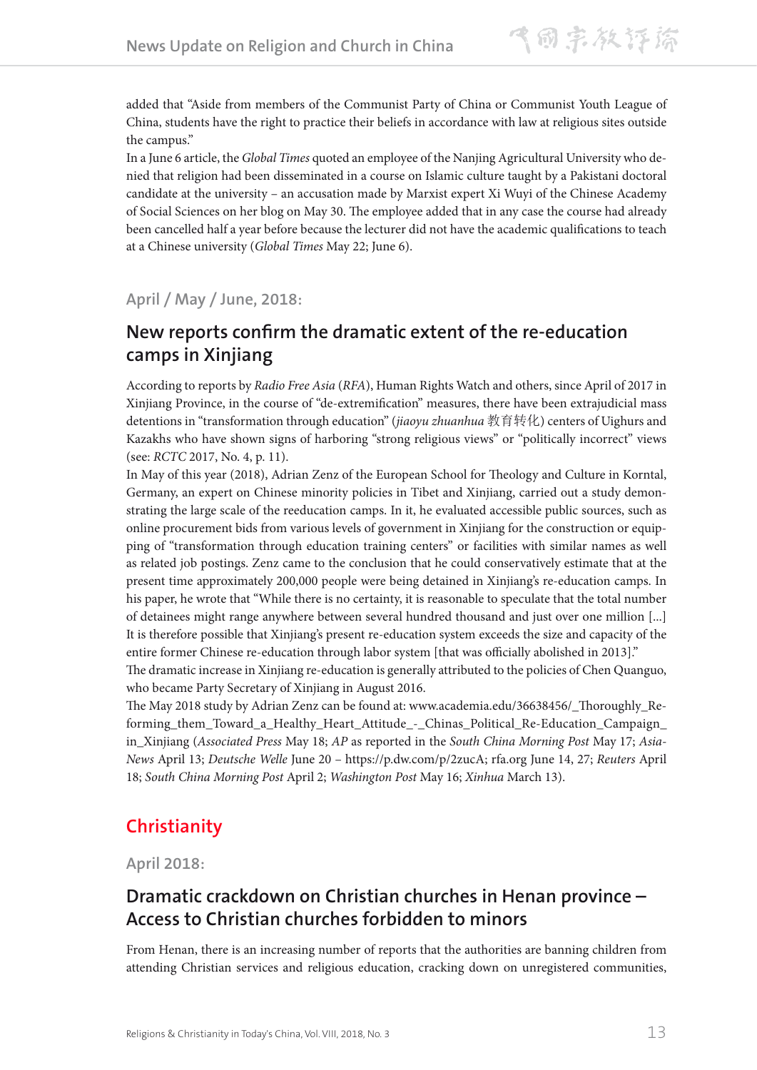added that "Aside from members of the Communist Party of China or Communist Youth League of China, students have the right to practice their beliefs in accordance with law at religious sites outside the campus."

In a June 6 article, the *Global Times* quoted an employee of the Nanjing Agricultural University who denied that religion had been disseminated in a course on Islamic culture taught by a Pakistani doctoral candidate at the university – an accusation made by Marxist expert Xi Wuyi of the Chinese Academy of Social Sciences on her blog on May 30. The employee added that in any case the course had already been cancelled half a year before because the lecturer did not have the academic qualifications to teach at a Chinese university (*Global Times* May 22; June 6).

### April / May / June, 2018:

## New reports confirm the dramatic extent of the re-education camps in Xinjiang

According to reports by *Radio Free Asia* (*RFA*), Human Rights Watch and others, since April of 2017 in Xinjiang Province, in the course of "de-extremification" measures, there have been extrajudicial mass detentions in "transformation through education" (*jiaoyu zhuanhua* 教育转化) centers of Uighurs and Kazakhs who have shown signs of harboring "strong religious views" or "politically incorrect" views (see: *RCTC* 2017, No. 4, p. 11).

In May of this year (2018), Adrian Zenz of the European School for Theology and Culture in Korntal, Germany, an expert on Chinese minority policies in Tibet and Xinjiang, carried out a study demonstrating the large scale of the reeducation camps. In it, he evaluated accessible public sources, such as online procurement bids from various levels of government in Xinjiang for the construction or equipping of "transformation through education training centers" or facilities with similar names as well as related job postings. Zenz came to the conclusion that he could conservatively estimate that at the present time approximately 200,000 people were being detained in Xinjiang's re-education camps. In his paper, he wrote that "While there is no certainty, it is reasonable to speculate that the total number of detainees might range anywhere between several hundred thousand and just over one million [...] It is therefore possible that Xinjiang's present re-education system exceeds the size and capacity of the entire former Chinese re-education through labor system [that was officially abolished in 2013]."

The dramatic increase in Xinjiang re-education is generally attributed to the policies of Chen Quanguo, who became Party Secretary of Xinjiang in August 2016.

The May 2018 study by Adrian Zenz can be found at: www.academia.edu/36638456/_Thoroughly_Reforming_them_Toward_a_Healthy_Heart_Attitude_-_Chinas_Political_Re-Education_Campaign_in_Xinjiang (*Associated Press* May 18; *AP* as reported in the *South China Morning Post* May 17; *AsiaNews* April 13; *Deutsche Welle* June 20 – https://p.dw.com/p/2zucA; rfa.org June 14, 27; *Reuters* April 18; *South China Morning Post* April 2; *Washington Post* May 16; *Xinhua* March 13).

# Christianity

### April 2018:

## Dramatic crackdown on Christian churches in Henan province – Access to Christian churches forbidden to minors

From Henan, there is an increasing number of reports that the authorities are banning children from attending Christian services and religious education, cracking down on unregistered communities,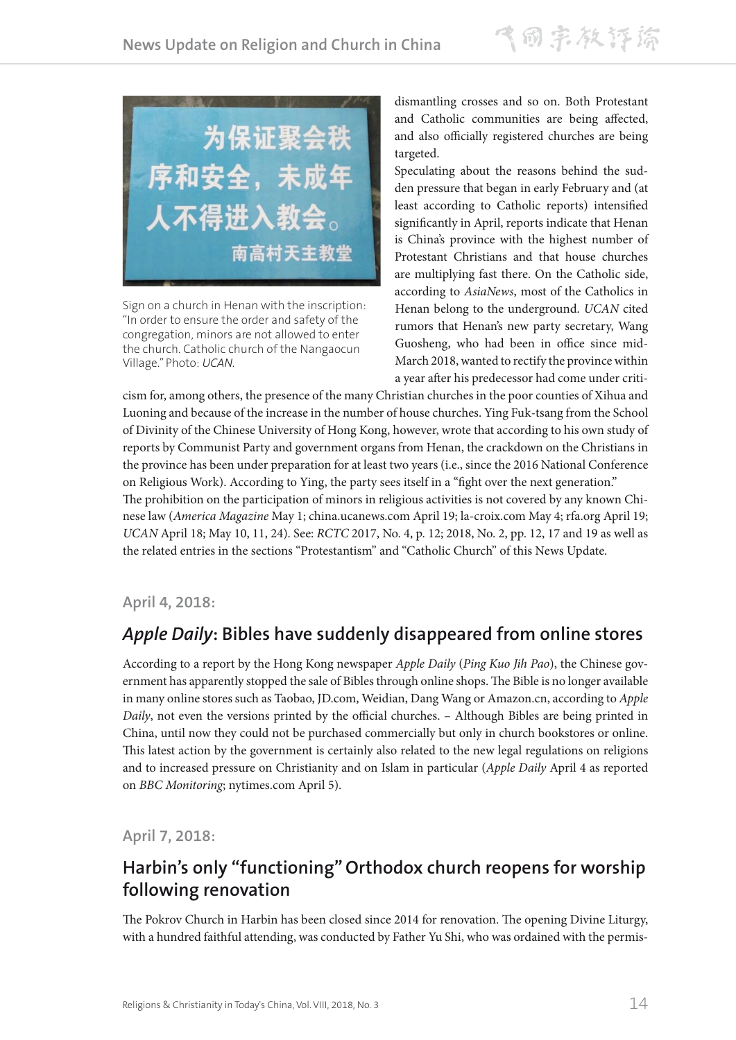Sign on a church in Henan with the inscription: "In order to ensure the order and safety of the congregation, minors are not allowed to enter the church. Catholic church of the Nangaocun Village." Photo: *UCAN*.

dismantling crosses and so on. Both Protestant and Catholic communities are being affected, and also officially registered churches are being targeted.

Speculating about the reasons behind the sudden pressure that began in early February and (at least according to Catholic reports) intensified significantly in April, reports indicate that Henan is China's province with the highest number of Protestant Christians and that house churches are multiplying fast there. On the Catholic side, according to *AsiaNews*, most of the Catholics in Henan belong to the underground. *UCAN* cited rumors that Henan's new party secretary, Wang Guosheng, who had been in office since mid-March 2018, wanted to rectify the province within a year after his predecessor had come under criticism for, among others, the presence of the many Christian churches in the poor counties of Xihua and Luoning and because of the increase in the number of house churches. Ying Fuk-tsang from the School of Divinity of the Chinese University of Hong Kong, however, wrote that according to his own study of reports by Communist Party and government organs from Henan, the crackdown on the Christians in the province has been under preparation for at least two years (i.e., since the 2016 National Conference on Religious Work). According to Ying, the party sees itself in a "fight over the next generation."

The prohibition on the participation of minors in religious activities is not covered by any known Chinese law (*America Magazine* May 1; china.ucanews.com April 19; la-croix.com May 4; rfa.org April 19; *UCAN* April 18; May 10, 11, 24). See: *RCTC* 2017, No. 4, p. 12; 2018, No. 2, pp. 12, 17 and 19 as well as the related entries in the sections "Protestantism" and "Catholic Church" of this News Update.

**April 4, 2018:**

## *Apple Daily*: Bibles have suddenly disappeared from online stores

According to a report by the Hong Kong newspaper *Apple Daily* (*Ping Kuo Jih Pao*), the Chinese government has apparently stopped the sale of Bibles through online shops. The Bible is no longer available in many online stores such as Taobao, JD.com, Weidian, Dang Wang or Amazon.cn, according to *Apple Daily*, not even the versions printed by the official churches. – Although Bibles are being printed in China, until now they could not be purchased commercially but only in church bookstores or online. This latest action by the government is certainly also related to the new legal regulations on religions and to increased pressure on Christianity and on Islam in particular (*Apple Daily* April 4 as reported on *BBC Monitoring*; nytimes.com April 5).

**April 7, 2018:**

## Harbin's only "functioning" Orthodox church reopens for worship following renovation

The Pokrov Church in Harbin has been closed since 2014 for renovation. The opening Divine Liturgy, with a hundred faithful attending, was conducted by Father Yu Shi, who was ordained with the permis-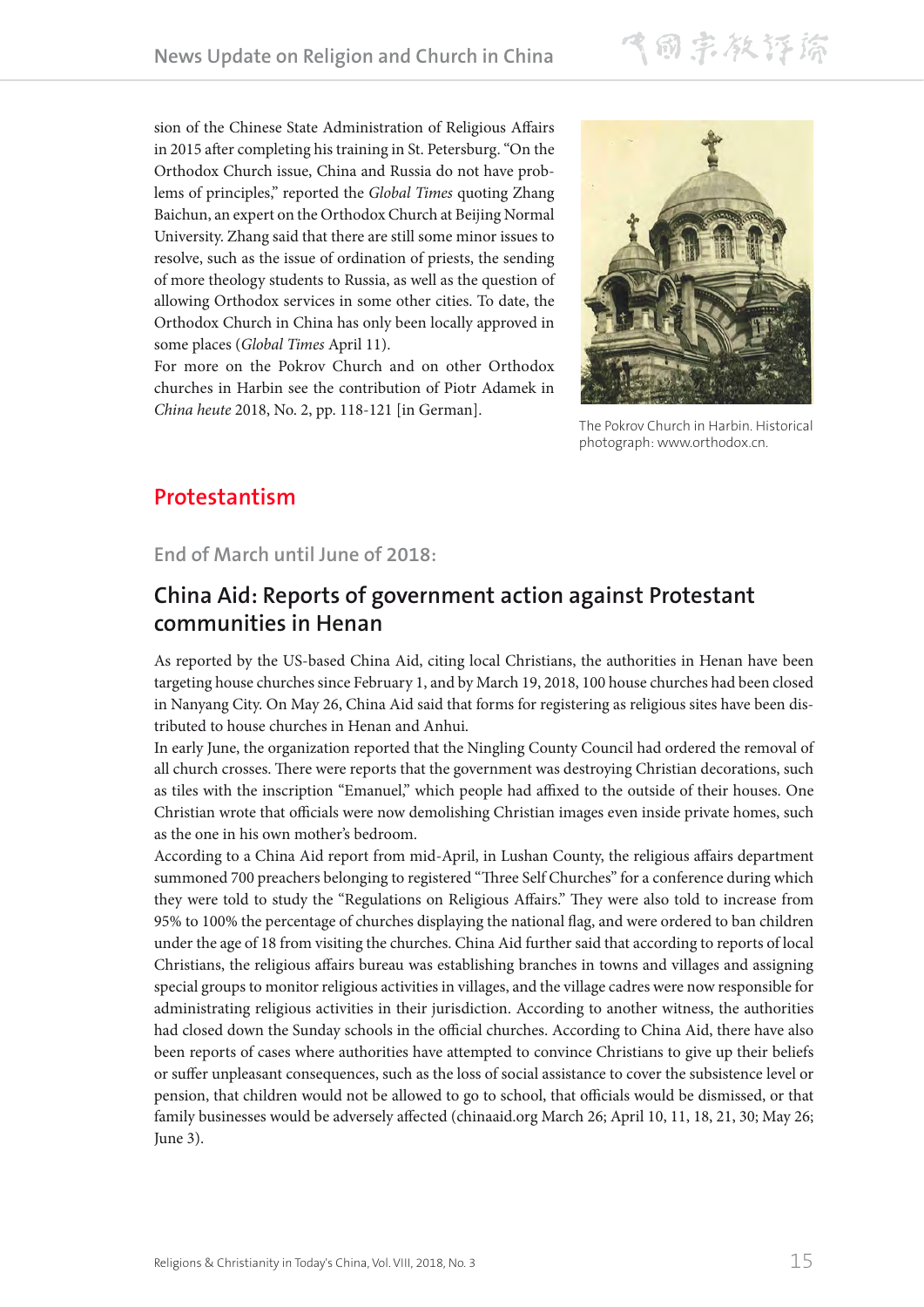sion of the Chinese State Administration of Religious Affairs in 2015 after completing his training in St. Petersburg. "On the Orthodox Church issue, China and Russia do not have problems of principles," reported the *Global Times* quoting Zhang Baichun, an expert on the Orthodox Church at Beijing Normal University. Zhang said that there are still some minor issues to resolve, such as the issue of ordination of priests, the sending of more theology students to Russia, as well as the question of allowing Orthodox services in some other cities. To date, the Orthodox Church in China has only been locally approved in some places (*Global Times* April 11).

For more on the Pokrov Church and on other Orthodox churches in Harbin see the contribution of Piotr Adamek in *China heute* 2018, No. 2, pp. 118-121 [in German].

The Pokrov Church in Harbin. Historical photograph: www.orthodox.cn.

## Protestantism

### End of March until June of 2018:

### China Aid: Reports of government action against Protestant communities in Henan

As reported by the US-based China Aid, citing local Christians, the authorities in Henan have been targeting house churches since February 1, and by March 19, 2018, 100 house churches had been closed in Nanyang City. On May 26, China Aid said that forms for registering as religious sites have been distributed to house churches in Henan and Anhui.

In early June, the organization reported that the Ningling County Council had ordered the removal of all church crosses. There were reports that the government was destroying Christian decorations, such as tiles with the inscription "Emanuel," which people had affixed to the outside of their houses. One Christian wrote that officials were now demolishing Christian images even inside private homes, such as the one in his own mother's bedroom.

According to a China Aid report from mid-April, in Lushan County, the religious affairs department summoned 700 preachers belonging to registered "Three Self Churches" for a conference during which they were told to study the "Regulations on Religious Affairs." They were also told to increase from 95% to 100% the percentage of churches displaying the national flag, and were ordered to ban children under the age of 18 from visiting the churches. China Aid further said that according to reports of local Christians, the religious affairs bureau was establishing branches in towns and villages and assigning special groups to monitor religious activities in villages, and the village cadres were now responsible for administrating religious activities in their jurisdiction. According to another witness, the authorities had closed down the Sunday schools in the official churches. According to China Aid, there have also been reports of cases where authorities have attempted to convince Christians to give up their beliefs or suffer unpleasant consequences, such as the loss of social assistance to cover the subsistence level or pension, that children would not be allowed to go to school, that officials would be dismissed, or that family businesses would be adversely affected (chinaaid.org March 26; April 10, 11, 18, 21, 30; May 26; June 3).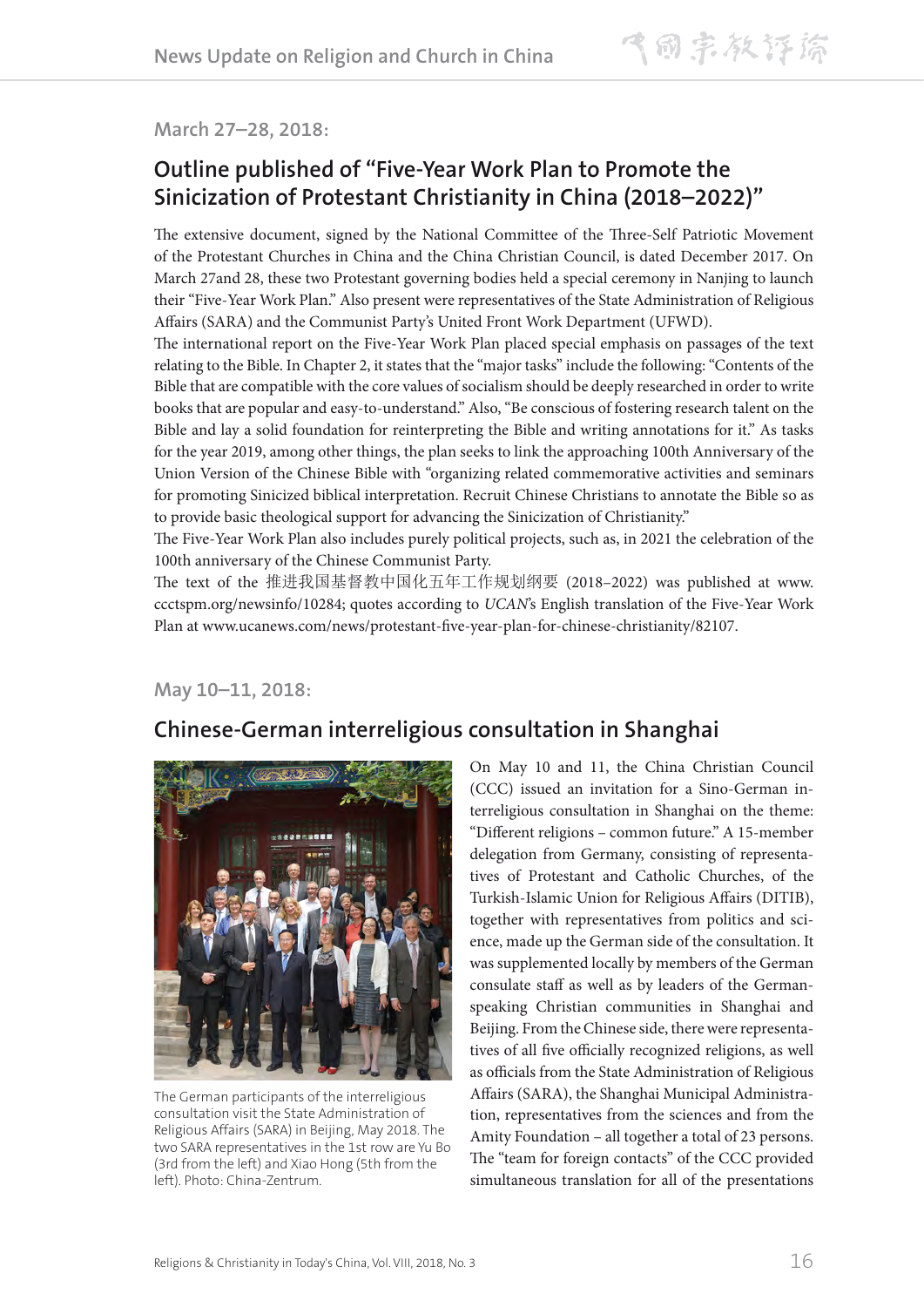March 27–28, 2018:

## Outline published of "Five-Year Work Plan to Promote the Sinicization of Protestant Christianity in China (2018–2022)"

The extensive document, signed by the National Committee of the Three-Self Patriotic Movement of the Protestant Churches in China and the China Christian Council, is dated December 2017. On March 27and 28, these two Protestant governing bodies held a special ceremony in Nanjing to launch their "Five-Year Work Plan." Also present were representatives of the State Administration of Religious Affairs (SARA) and the Communist Party's United Front Work Department (UFWD).

The international report on the Five-Year Work Plan placed special emphasis on passages of the text relating to the Bible. In Chapter 2, it states that the "major tasks" include the following: "Contents of the Bible that are compatible with the core values of socialism should be deeply researched in order to write books that are popular and easy-to-understand." Also, "Be conscious of fostering research talent on the Bible and lay a solid foundation for reinterpreting the Bible and writing annotations for it." As tasks for the year 2019, among other things, the plan seeks to link the approaching 100th Anniversary of the Union Version of the Chinese Bible with "organizing related commemorative activities and seminars for promoting Sinicized biblical interpretation. Recruit Chinese Christians to annotate the Bible so as to provide basic theological support for advancing the Sinicization of Christianity."

The Five-Year Work Plan also includes purely political projects, such as, in 2021 the celebration of the 100th anniversary of the Chinese Communist Party.

The text of the 推进我国基督教中国化五年工作规划纲要 (2018–2022) was published at www.ccctspm.org/newsinfo/10284; quotes according to *UCAN*'s English translation of the Five-Year Work Plan at www.ucanews.com/news/protestant-five-year-plan-for-chinese-christianity/82107.

May 10–11, 2018:

## Chinese-German interreligious consultation in Shanghai

The German participants of the interreligious consultation visit the State Administration of Religious Affairs (SARA) in Beijing, May 2018. The two SARA representatives in the 1st row are Yu Bo (3rd from the left) and Xiao Hong (5th from the left). Photo: China-Zentrum.

On May 10 and 11, the China Christian Council (CCC) issued an invitation for a Sino-German interreligious consultation in Shanghai on the theme: "Different religions – common future." A 15-member delegation from Germany, consisting of representatives of Protestant and Catholic Churches, of the Turkish-Islamic Union for Religious Affairs (DITIB), together with representatives from politics and science, made up the German side of the consultation. It was supplemented locally by members of the German consulate staff as well as by leaders of the German-speaking Christian communities in Shanghai and Beijing. From the Chinese side, there were representatives of all five officially recognized religions, as well as officials from the State Administration of Religious Affairs (SARA), the Shanghai Municipal Administration, representatives from the sciences and from the Amity Foundation – all together a total of 23 persons. The "team for foreign contacts" of the CCC provided simultaneous translation for all of the presentations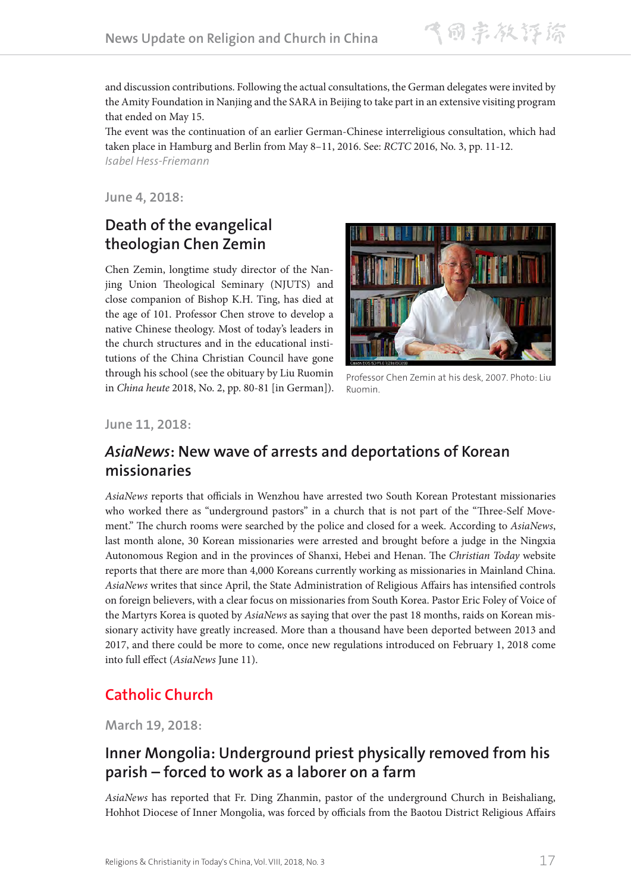and discussion contributions. Following the actual consultations, the German delegates were invited by the Amity Foundation in Nanjing and the SARA in Beijing to take part in an extensive visiting program that ended on May 15.

The event was the continuation of an earlier German-Chinese interreligious consultation, which had taken place in Hamburg and Berlin from May 8–11, 2016. See: *RCTC* 2016, No. 3, pp. 11-12.

*Isabel Hess-Friemann*

June 4, 2018:

### Death of the evangelical theologian Chen Zemin

Chen Zemin, longtime study director of the Nanjing Union Theological Seminary (NJUTS) and close companion of Bishop K.H. Ting, has died at the age of 101. Professor Chen strove to develop a native Chinese theology. Most of today's leaders in the church structures and in the educational institutions of the China Christian Council have gone through his school (see the obituary by Liu Ruomin in *China heute* 2018, No. 2, pp. 80-81 [in German]).

Professor Chen Zemin at his desk, 2007. Photo: Liu Ruomin.

June 11, 2018:

### *AsiaNews*: New wave of arrests and deportations of Korean missionaries

*AsiaNews* reports that officials in Wenzhou have arrested two South Korean Protestant missionaries who worked there as "underground pastors" in a church that is not part of the "Three-Self Movement." The church rooms were searched by the police and closed for a week. According to *AsiaNews*, last month alone, 30 Korean missionaries were arrested and brought before a judge in the Ningxia Autonomous Region and in the provinces of Shanxi, Hebei and Henan. The *Christian Today* website reports that there are more than 4,000 Koreans currently working as missionaries in Mainland China. *AsiaNews* writes that since April, the State Administration of Religious Affairs has intensified controls on foreign believers, with a clear focus on missionaries from South Korea. Pastor Eric Foley of Voice of the Martyrs Korea is quoted by *AsiaNews* as saying that over the past 18 months, raids on Korean missionary activity have greatly increased. More than a thousand have been deported between 2013 and 2017, and there could be more to come, once new regulations introduced on February 1, 2018 come into full effect (*AsiaNews* June 11).

## Catholic Church

March 19, 2018:

### Inner Mongolia: Underground priest physically removed from his parish – forced to work as a laborer on a farm

*AsiaNews* has reported that Fr. Ding Zhanmin, pastor of the underground Church in Beishaliang, Hohhot Diocese of Inner Mongolia, was forced by officials from the Baotou District Religious Affairs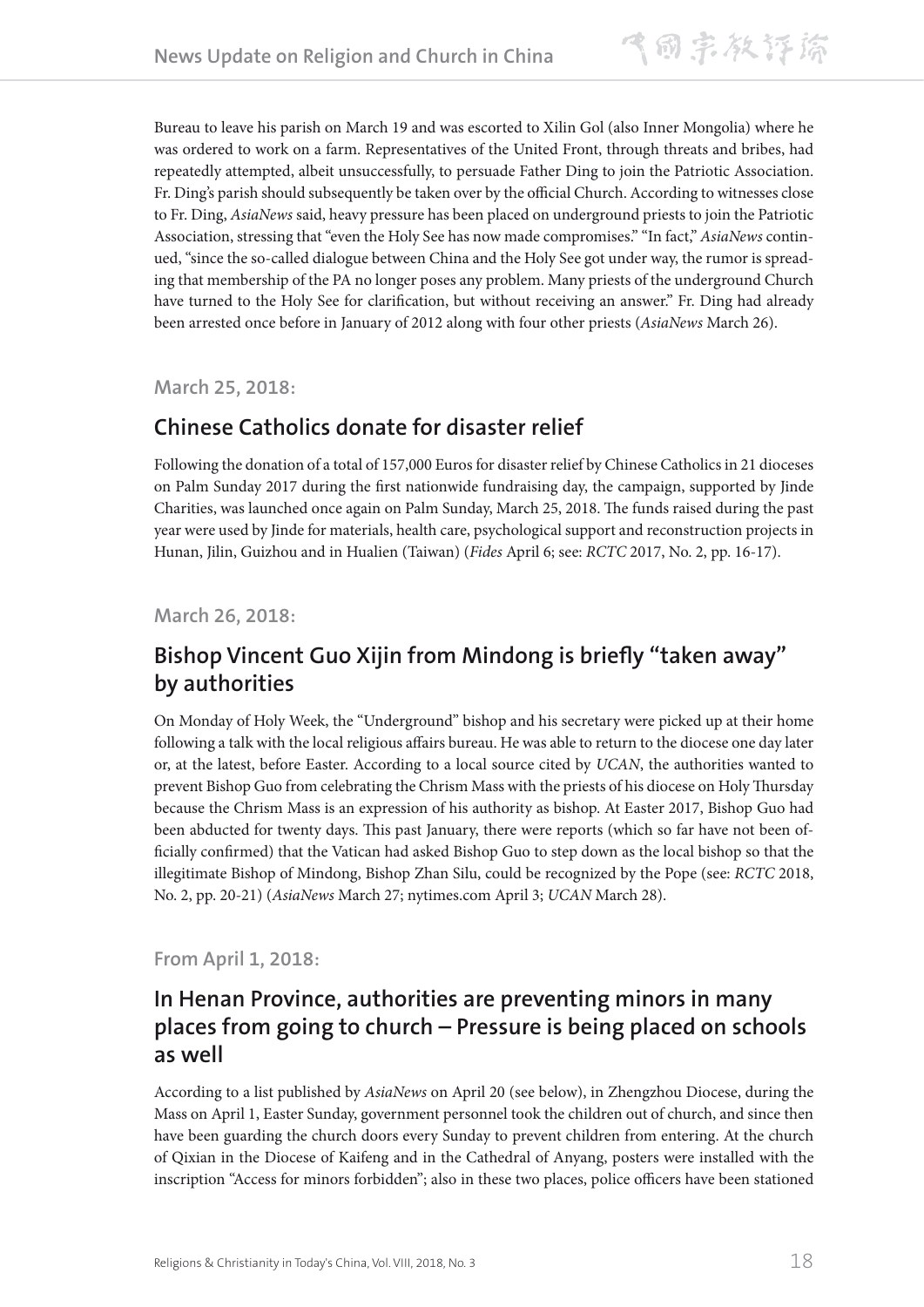Bureau to leave his parish on March 19 and was escorted to Xilin Gol (also Inner Mongolia) where he was ordered to work on a farm. Representatives of the United Front, through threats and bribes, had repeatedly attempted, albeit unsuccessfully, to persuade Father Ding to join the Patriotic Association. Fr. Ding's parish should subsequently be taken over by the official Church. According to witnesses close to Fr. Ding, *AsiaNews* said, heavy pressure has been placed on underground priests to join the Patriotic Association, stressing that "even the Holy See has now made compromises." "In fact," *AsiaNews* continued, "since the so-called dialogue between China and the Holy See got under way, the rumor is spreading that membership of the PA no longer poses any problem. Many priests of the underground Church have turned to the Holy See for clarification, but without receiving an answer." Fr. Ding had already been arrested once before in January of 2012 along with four other priests (*AsiaNews* March 26).

### March 25, 2018:

## Chinese Catholics donate for disaster relief

Following the donation of a total of 157,000 Euros for disaster relief by Chinese Catholics in 21 dioceses on Palm Sunday 2017 during the first nationwide fundraising day, the campaign, supported by Jinde Charities, was launched once again on Palm Sunday, March 25, 2018. The funds raised during the past year were used by Jinde for materials, health care, psychological support and reconstruction projects in Hunan, Jilin, Guizhou and in Hualien (Taiwan) (*Fides* April 6; see: *RCTC* 2017, No. 2, pp. 16-17).

### March 26, 2018:

## Bishop Vincent Guo Xijin from Mindong is briefly "taken away" by authorities

On Monday of Holy Week, the "Underground" bishop and his secretary were picked up at their home following a talk with the local religious affairs bureau. He was able to return to the diocese one day later or, at the latest, before Easter. According to a local source cited by *UCAN*, the authorities wanted to prevent Bishop Guo from celebrating the Chrism Mass with the priests of his diocese on Holy Thursday because the Chrism Mass is an expression of his authority as bishop. At Easter 2017, Bishop Guo had been abducted for twenty days. This past January, there were reports (which so far have not been officially confirmed) that the Vatican had asked Bishop Guo to step down as the local bishop so that the illegitimate Bishop of Mindong, Bishop Zhan Silu, could be recognized by the Pope (see: *RCTC* 2018, No. 2, pp. 20-21) (*AsiaNews* March 27; nytimes.com April 3; *UCAN* March 28).

### From April 1, 2018:

## In Henan Province, authorities are preventing minors in many places from going to church – Pressure is being placed on schools as well

According to a list published by *AsiaNews* on April 20 (see below), in Zhengzhou Diocese, during the Mass on April 1, Easter Sunday, government personnel took the children out of church, and since then have been guarding the church doors every Sunday to prevent children from entering. At the church of Qixian in the Diocese of Kaifeng and in the Cathedral of Anyang, posters were installed with the inscription "Access for minors forbidden"; also in these two places, police officers have been stationed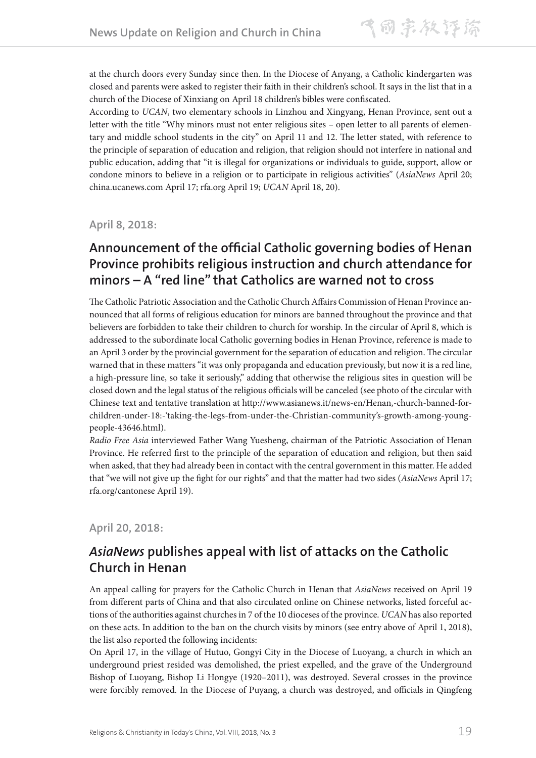at the church doors every Sunday since then. In the Diocese of Anyang, a Catholic kindergarten was closed and parents were asked to register their faith in their children's school. It says in the list that in a church of the Diocese of Xinxiang on April 18 children's bibles were confiscated.

According to *UCAN*, two elementary schools in Linzhou and Xingyang, Henan Province, sent out a letter with the title "Why minors must not enter religious sites – open letter to all parents of elementary and middle school students in the city" on April 11 and 12. The letter stated, with reference to the principle of separation of education and religion, that religion should not interfere in national and public education, adding that "it is illegal for organizations or individuals to guide, support, allow or condone minors to believe in a religion or to participate in religious activities" (*AsiaNews* April 20; china.ucanews.com April 17; rfa.org April 19; *UCAN* April 18, 20).

### April 8, 2018:

## Announcement of the official Catholic governing bodies of Henan Province prohibits religious instruction and church attendance for minors – A "red line" that Catholics are warned not to cross

The Catholic Patriotic Association and the Catholic Church Affairs Commission of Henan Province announced that all forms of religious education for minors are banned throughout the province and that believers are forbidden to take their children to church for worship. In the circular of April 8, which is addressed to the subordinate local Catholic governing bodies in Henan Province, reference is made to an April 3 order by the provincial government for the separation of education and religion. The circular warned that in these matters "it was only propaganda and education previously, but now it is a red line, a high-pressure line, so take it seriously," adding that otherwise the religious sites in question will be closed down and the legal status of the religious officials will be canceled (see photo of the circular with Chinese text and tentative translation at http://www.asianews.it/news-en/Henan,-church-banned-for-children-under-18:-'taking-the-legs-from-under-the-Christian-community's-growth-among-young-people-43646.html).

*Radio Free Asia* interviewed Father Wang Yuesheng, chairman of the Patriotic Association of Henan Province. He referred first to the principle of the separation of education and religion, but then said when asked, that they had already been in contact with the central government in this matter. He added that "we will not give up the fight for our rights" and that the matter had two sides (*AsiaNews* April 17; rfa.org/cantonese April 19).

### April 20, 2018:

## *AsiaNews* publishes appeal with list of attacks on the Catholic Church in Henan

An appeal calling for prayers for the Catholic Church in Henan that *AsiaNews* received on April 19 from different parts of China and that also circulated online on Chinese networks, listed forceful actions of the authorities against churches in 7 of the 10 dioceses of the province. *UCAN* has also reported on these acts. In addition to the ban on the church visits by minors (see entry above of April 1, 2018), the list also reported the following incidents:

On April 17, in the village of Hutuo, Gongyi City in the Diocese of Luoyang, a church in which an underground priest resided was demolished, the priest expelled, and the grave of the Underground Bishop of Luoyang, Bishop Li Hongye (1920–2011), was destroyed. Several crosses in the province were forcibly removed. In the Diocese of Puyang, a church was destroyed, and officials in Qingfeng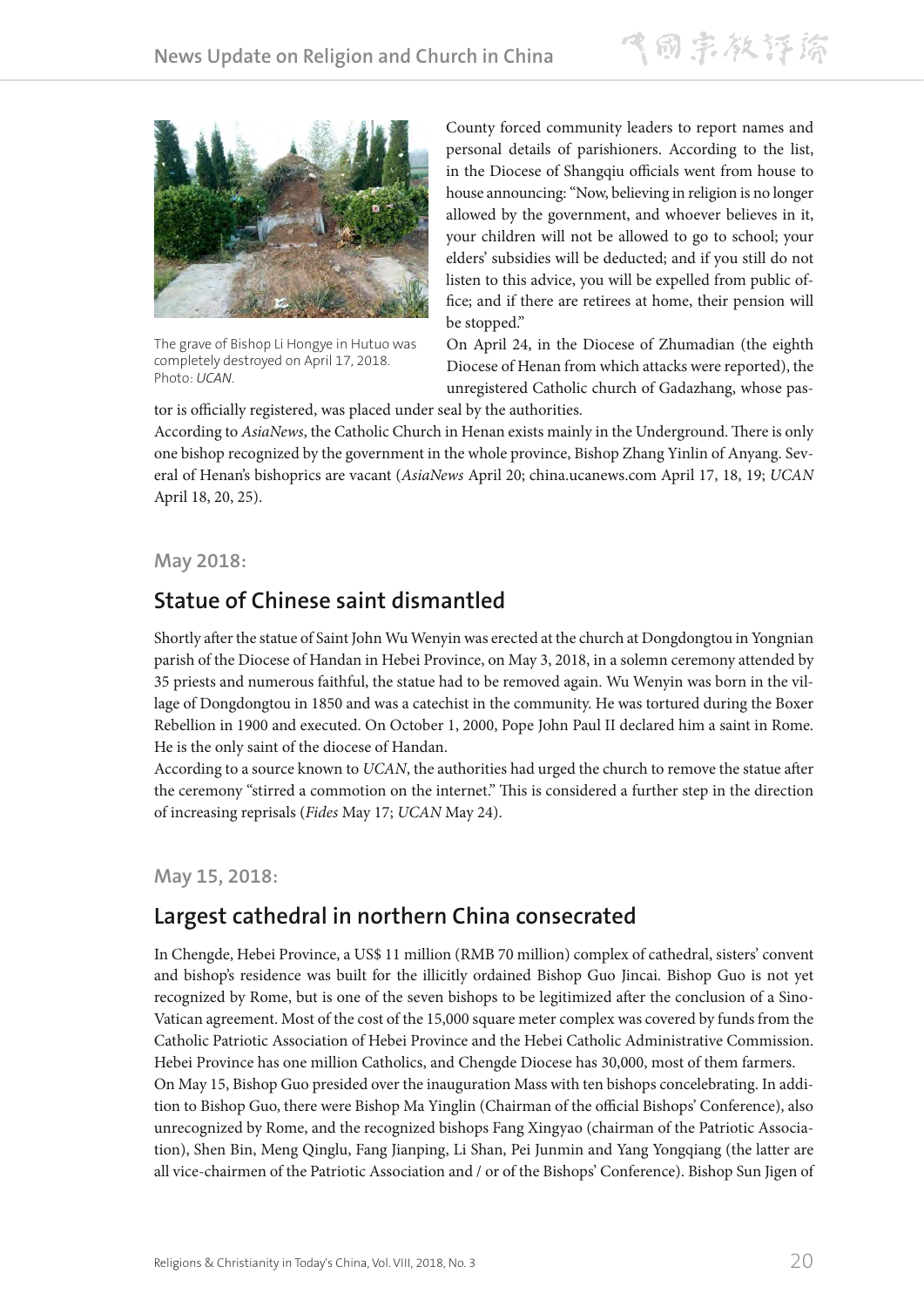County forced community leaders to report names and personal details of parishioners. According to the list, in the Diocese of Shangqiu officials went from house to house announcing: "Now, believing in religion is no longer allowed by the government, and whoever believes in it, your children will not be allowed to go to school; your elders' subsidies will be deducted; and if you still do not listen to this advice, you will be expelled from public office; and if there are retirees at home, their pension will be stopped."

The grave of Bishop Li Hongye in Hutuo was completely destroyed on April 17, 2018. Photo: *UCAN*.

On April 24, in the Diocese of Zhumadian (the eighth Diocese of Henan from which attacks were reported), the unregistered Catholic church of Gadazhang, whose pastor is officially registered, was placed under seal by the authorities.

According to *AsiaNews*, the Catholic Church in Henan exists mainly in the Underground. There is only one bishop recognized by the government in the whole province, Bishop Zhang Yinlin of Anyang. Several of Henan's bishoprics are vacant (*AsiaNews* April 20; china.ucanews.com April 17, 18, 19; *UCAN* April 18, 20, 25).

### May 2018:

## Statue of Chinese saint dismantled

Shortly after the statue of Saint John Wu Wenyin was erected at the church at Dongdongtou in Yongnian parish of the Diocese of Handan in Hebei Province, on May 3, 2018, in a solemn ceremony attended by 35 priests and numerous faithful, the statue had to be removed again. Wu Wenyin was born in the village of Dongdongtou in 1850 and was a catechist in the community. He was tortured during the Boxer Rebellion in 1900 and executed. On October 1, 2000, Pope John Paul II declared him a saint in Rome. He is the only saint of the diocese of Handan.

According to a source known to *UCAN*, the authorities had urged the church to remove the statue after the ceremony "stirred a commotion on the internet." This is considered a further step in the direction of increasing reprisals (*Fides* May 17; *UCAN* May 24).

### May 15, 2018:

## Largest cathedral in northern China consecrated

In Chengde, Hebei Province, a US$ 11 million (RMB 70 million) complex of cathedral, sisters' convent and bishop's residence was built for the illicitly ordained Bishop Guo Jincai. Bishop Guo is not yet recognized by Rome, but is one of the seven bishops to be legitimized after the conclusion of a Sino-Vatican agreement. Most of the cost of the 15,000 square meter complex was covered by funds from the Catholic Patriotic Association of Hebei Province and the Hebei Catholic Administrative Commission. Hebei Province has one million Catholics, and Chengde Diocese has 30,000, most of them farmers.

On May 15, Bishop Guo presided over the inauguration Mass with ten bishops concelebrating. In addition to Bishop Guo, there were Bishop Ma Yinglin (Chairman of the official Bishops' Conference), also unrecognized by Rome, and the recognized bishops Fang Xingyao (chairman of the Patriotic Association), Shen Bin, Meng Qinglu, Fang Jianping, Li Shan, Pei Junmin and Yang Yongqiang (the latter are all vice-chairmen of the Patriotic Association and / or of the Bishops' Conference). Bishop Sun Jigen of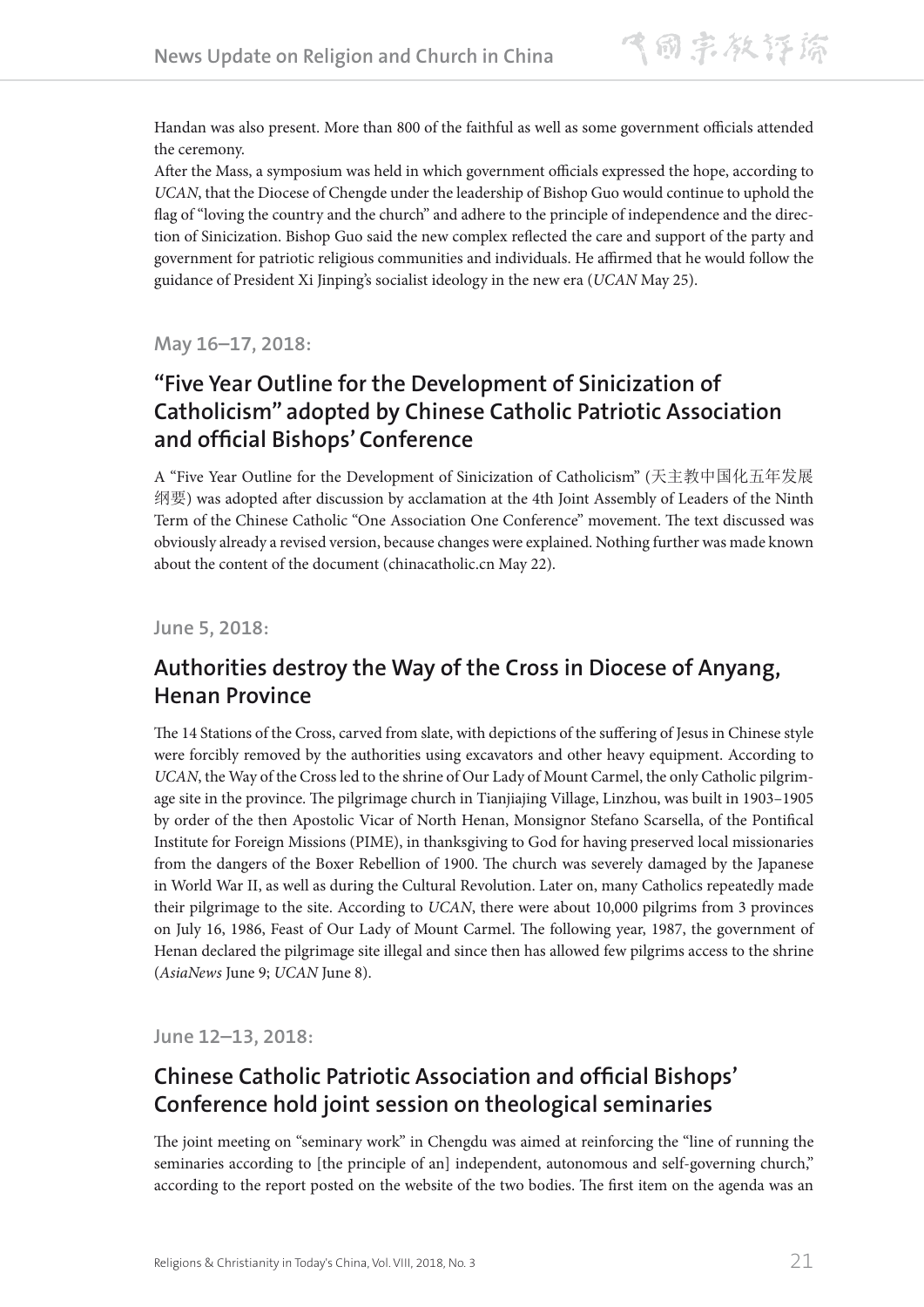Handan was also present. More than 800 of the faithful as well as some government officials attended the ceremony.

After the Mass, a symposium was held in which government officials expressed the hope, according to *UCAN*, that the Diocese of Chengde under the leadership of Bishop Guo would continue to uphold the flag of "loving the country and the church" and adhere to the principle of independence and the direction of Sinicization. Bishop Guo said the new complex reflected the care and support of the party and government for patriotic religious communities and individuals. He affirmed that he would follow the guidance of President Xi Jinping's socialist ideology in the new era (*UCAN* May 25).

**May 16–17, 2018:**

## "Five Year Outline for the Development of Sinicization of Catholicism" adopted by Chinese Catholic Patriotic Association and official Bishops' Conference

A "Five Year Outline for the Development of Sinicization of Catholicism" (天主教中国化五年发展纲要) was adopted after discussion by acclamation at the 4th Joint Assembly of Leaders of the Ninth Term of the Chinese Catholic "One Association One Conference" movement. The text discussed was obviously already a revised version, because changes were explained. Nothing further was made known about the content of the document (chinacatholic.cn May 22).

**June 5, 2018:**

## Authorities destroy the Way of the Cross in Diocese of Anyang, Henan Province

The 14 Stations of the Cross, carved from slate, with depictions of the suffering of Jesus in Chinese style were forcibly removed by the authorities using excavators and other heavy equipment. According to *UCAN*, the Way of the Cross led to the shrine of Our Lady of Mount Carmel, the only Catholic pilgrimage site in the province. The pilgrimage church in Tianjiajing Village, Linzhou, was built in 1903–1905 by order of the then Apostolic Vicar of North Henan, Monsignor Stefano Scarsella, of the Pontifical Institute for Foreign Missions (PIME), in thanksgiving to God for having preserved local missionaries from the dangers of the Boxer Rebellion of 1900. The church was severely damaged by the Japanese in World War II, as well as during the Cultural Revolution. Later on, many Catholics repeatedly made their pilgrimage to the site. According to *UCAN*, there were about 10,000 pilgrims from 3 provinces on July 16, 1986, Feast of Our Lady of Mount Carmel. The following year, 1987, the government of Henan declared the pilgrimage site illegal and since then has allowed few pilgrims access to the shrine (*AsiaNews* June 9; *UCAN* June 8).

**June 12–13, 2018:**

## Chinese Catholic Patriotic Association and official Bishops' Conference hold joint session on theological seminaries

The joint meeting on "seminary work" in Chengdu was aimed at reinforcing the "line of running the seminaries according to [the principle of an] independent, autonomous and self-governing church," according to the report posted on the website of the two bodies. The first item on the agenda was an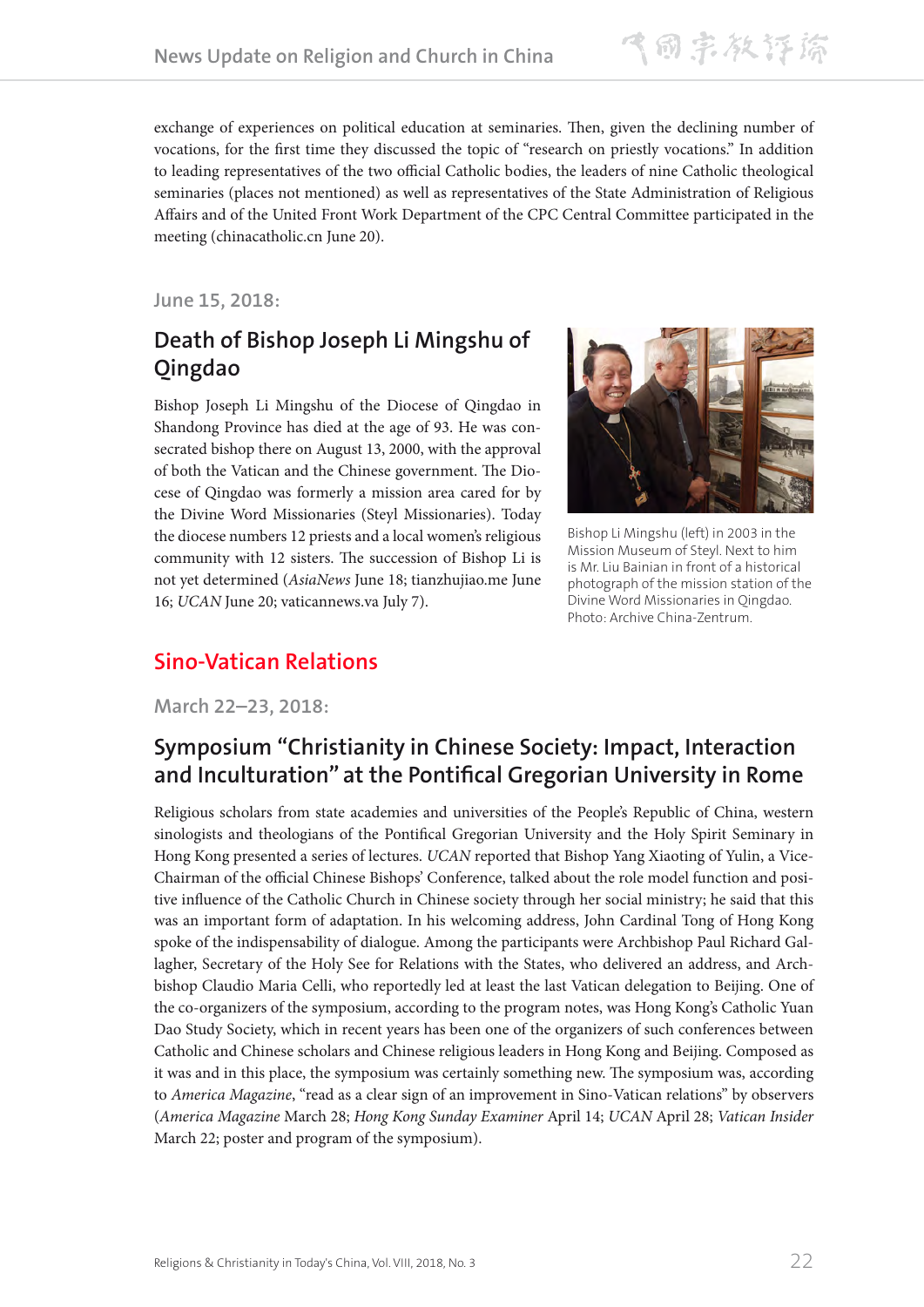exchange of experiences on political education at seminaries. Then, given the declining number of vocations, for the first time they discussed the topic of "research on priestly vocations." In addition to leading representatives of the two official Catholic bodies, the leaders of nine Catholic theological seminaries (places not mentioned) as well as representatives of the State Administration of Religious Affairs and of the United Front Work Department of the CPC Central Committee participated in the meeting (chinacatholic.cn June 20).

### June 15, 2018:

## Death of Bishop Joseph Li Mingshu of Qingdao

Bishop Joseph Li Mingshu of the Diocese of Qingdao in Shandong Province has died at the age of 93. He was consecrated bishop there on August 13, 2000, with the approval of both the Vatican and the Chinese government. The Diocese of Qingdao was formerly a mission area cared for by the Divine Word Missionaries (Steyl Missionaries). Today the diocese numbers 12 priests and a local women's religious community with 12 sisters. The succession of Bishop Li is not yet determined (*AsiaNews* June 18; tianzhujiao.me June 16; *UCAN* June 20; vaticannews.va July 7).

Bishop Li Mingshu (left) in 2003 in the Mission Museum of Steyl. Next to him is Mr. Liu Bainian in front of a historical photograph of the mission station of the Divine Word Missionaries in Qingdao. Photo: Archive China-Zentrum.

# Sino-Vatican Relations

### March 22–23, 2018:

## Symposium "Christianity in Chinese Society: Impact, Interaction and Inculturation" at the Pontifical Gregorian University in Rome

Religious scholars from state academies and universities of the People's Republic of China, western sinologists and theologians of the Pontifical Gregorian University and the Holy Spirit Seminary in Hong Kong presented a series of lectures. *UCAN* reported that Bishop Yang Xiaoting of Yulin, a Vice-Chairman of the official Chinese Bishops' Conference, talked about the role model function and positive influence of the Catholic Church in Chinese society through her social ministry; he said that this was an important form of adaptation. In his welcoming address, John Cardinal Tong of Hong Kong spoke of the indispensability of dialogue. Among the participants were Archbishop Paul Richard Gallagher, Secretary of the Holy See for Relations with the States, who delivered an address, and Archbishop Claudio Maria Celli, who reportedly led at least the last Vatican delegation to Beijing. One of the co-organizers of the symposium, according to the program notes, was Hong Kong's Catholic Yuan Dao Study Society, which in recent years has been one of the organizers of such conferences between Catholic and Chinese scholars and Chinese religious leaders in Hong Kong and Beijing. Composed as it was and in this place, the symposium was certainly something new. The symposium was, according to *America Magazine*, "read as a clear sign of an improvement in Sino-Vatican relations" by observers (*America Magazine* March 28; *Hong Kong Sunday Examiner* April 14; *UCAN* April 28; *Vatican Insider* March 22; poster and program of the symposium).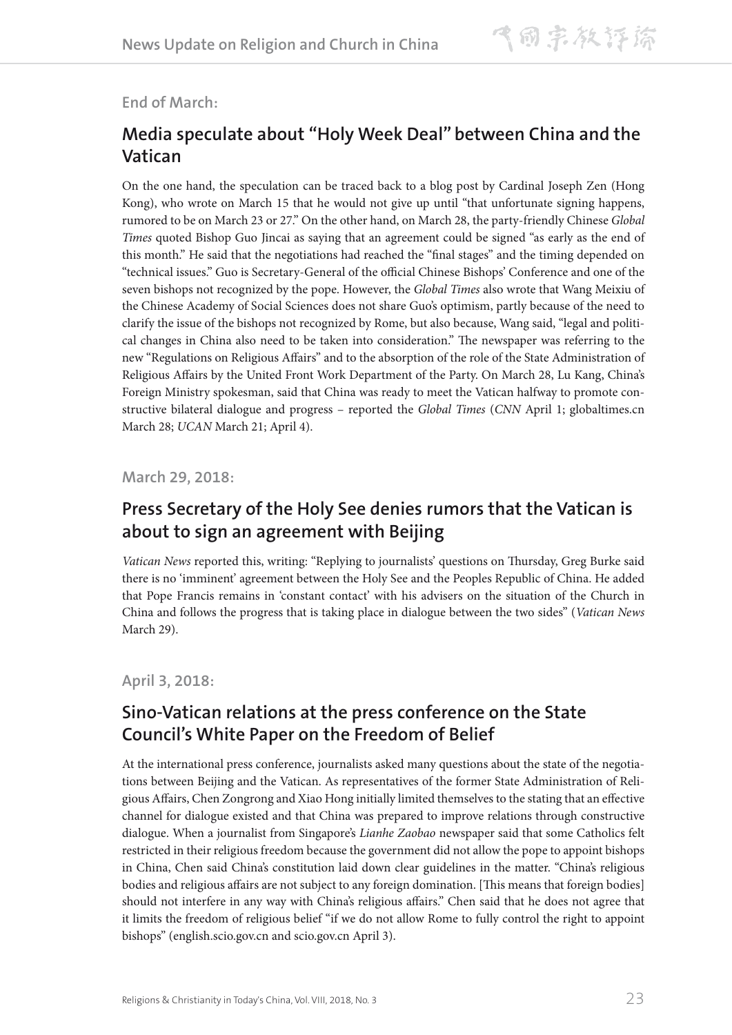End of March:

## Media speculate about "Holy Week Deal" between China and the Vatican

On the one hand, the speculation can be traced back to a blog post by Cardinal Joseph Zen (Hong Kong), who wrote on March 15 that he would not give up until "that unfortunate signing happens, rumored to be on March 23 or 27." On the other hand, on March 28, the party-friendly Chinese *Global Times* quoted Bishop Guo Jincai as saying that an agreement could be signed "as early as the end of this month." He said that the negotiations had reached the "final stages" and the timing depended on "technical issues." Guo is Secretary-General of the official Chinese Bishops' Conference and one of the seven bishops not recognized by the pope. However, the *Global Times* also wrote that Wang Meixiu of the Chinese Academy of Social Sciences does not share Guo's optimism, partly because of the need to clarify the issue of the bishops not recognized by Rome, but also because, Wang said, "legal and political changes in China also need to be taken into consideration." The newspaper was referring to the new "Regulations on Religious Affairs" and to the absorption of the role of the State Administration of Religious Affairs by the United Front Work Department of the Party. On March 28, Lu Kang, China's Foreign Ministry spokesman, said that China was ready to meet the Vatican halfway to promote constructive bilateral dialogue and progress – reported the *Global Times* (*CNN* April 1; globaltimes.cn March 28; *UCAN* March 21; April 4).

March 29, 2018:

## Press Secretary of the Holy See denies rumors that the Vatican is about to sign an agreement with Beijing

*Vatican News* reported this, writing: "Replying to journalists' questions on Thursday, Greg Burke said there is no 'imminent' agreement between the Holy See and the Peoples Republic of China. He added that Pope Francis remains in 'constant contact' with his advisers on the situation of the Church in China and follows the progress that is taking place in dialogue between the two sides" (*Vatican News* March 29).

April 3, 2018:

## Sino-Vatican relations at the press conference on the State Council's White Paper on the Freedom of Belief

At the international press conference, journalists asked many questions about the state of the negotiations between Beijing and the Vatican. As representatives of the former State Administration of Religious Affairs, Chen Zongrong and Xiao Hong initially limited themselves to the stating that an effective channel for dialogue existed and that China was prepared to improve relations through constructive dialogue. When a journalist from Singapore's *Lianhe Zaobao* newspaper said that some Catholics felt restricted in their religious freedom because the government did not allow the pope to appoint bishops in China, Chen said China's constitution laid down clear guidelines in the matter. "China's religious bodies and religious affairs are not subject to any foreign domination. [This means that foreign bodies] should not interfere in any way with China's religious affairs." Chen said that he does not agree that it limits the freedom of religious belief "if we do not allow Rome to fully control the right to appoint bishops" (english.scio.gov.cn and scio.gov.cn April 3).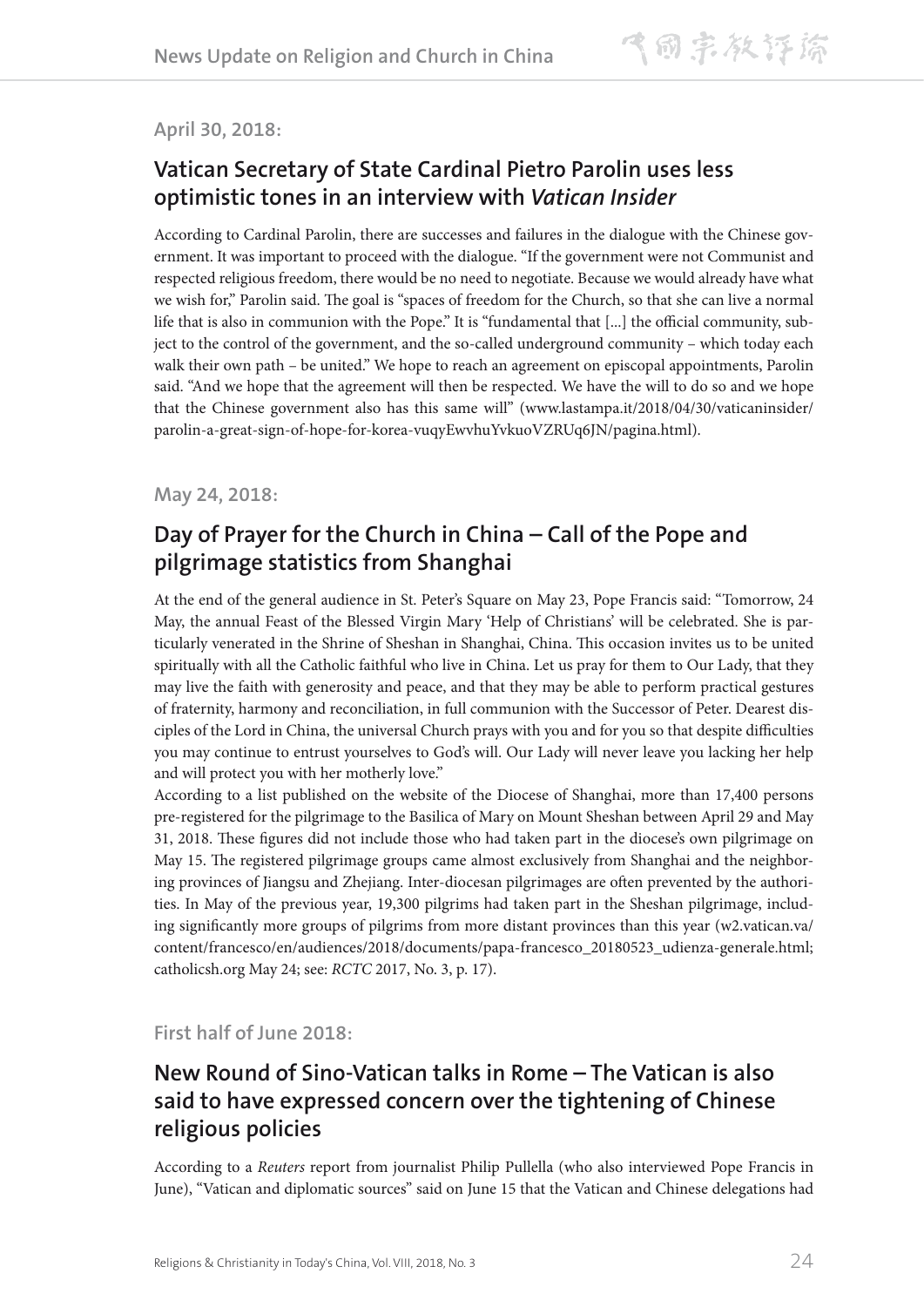**April 30, 2018:**

## Vatican Secretary of State Cardinal Pietro Parolin uses less optimistic tones in an interview with *Vatican Insider*

According to Cardinal Parolin, there are successes and failures in the dialogue with the Chinese government. It was important to proceed with the dialogue. "If the government were not Communist and respected religious freedom, there would be no need to negotiate. Because we would already have what we wish for," Parolin said. The goal is "spaces of freedom for the Church, so that she can live a normal life that is also in communion with the Pope." It is "fundamental that [...] the official community, subject to the control of the government, and the so-called underground community – which today each walk their own path – be united." We hope to reach an agreement on episcopal appointments, Parolin said. "And we hope that the agreement will then be respected. We have the will to do so and we hope that the Chinese government also has this same will" (www.lastampa.it/2018/04/30/vaticaninsider/parolin-a-great-sign-of-hope-for-korea-vuqyEwvhuYvkuoVZRUq6JN/pagina.html).

**May 24, 2018:**

## Day of Prayer for the Church in China – Call of the Pope and pilgrimage statistics from Shanghai

At the end of the general audience in St. Peter's Square on May 23, Pope Francis said: "Tomorrow, 24 May, the annual Feast of the Blessed Virgin Mary 'Help of Christians' will be celebrated. She is particularly venerated in the Shrine of Sheshan in Shanghai, China. This occasion invites us to be united spiritually with all the Catholic faithful who live in China. Let us pray for them to Our Lady, that they may live the faith with generosity and peace, and that they may be able to perform practical gestures of fraternity, harmony and reconciliation, in full communion with the Successor of Peter. Dearest disciples of the Lord in China, the universal Church prays with you and for you so that despite difficulties you may continue to entrust yourselves to God's will. Our Lady will never leave you lacking her help and will protect you with her motherly love."

According to a list published on the website of the Diocese of Shanghai, more than 17,400 persons pre-registered for the pilgrimage to the Basilica of Mary on Mount Sheshan between April 29 and May 31, 2018. These figures did not include those who had taken part in the diocese's own pilgrimage on May 15. The registered pilgrimage groups came almost exclusively from Shanghai and the neighboring provinces of Jiangsu and Zhejiang. Inter-diocesan pilgrimages are often prevented by the authorities. In May of the previous year, 19,300 pilgrims had taken part in the Sheshan pilgrimage, including significantly more groups of pilgrims from more distant provinces than this year (w2.vatican.va/content/francesco/en/audiences/2018/documents/papa-francesco_20180523_udienza-generale.html; catholicsh.org May 24; see: *RCTC* 2017, No. 3, p. 17).

**First half of June 2018:**

## New Round of Sino-Vatican talks in Rome – The Vatican is also said to have expressed concern over the tightening of Chinese religious policies

According to a *Reuters* report from journalist Philip Pullella (who also interviewed Pope Francis in June), "Vatican and diplomatic sources" said on June 15 that the Vatican and Chinese delegations had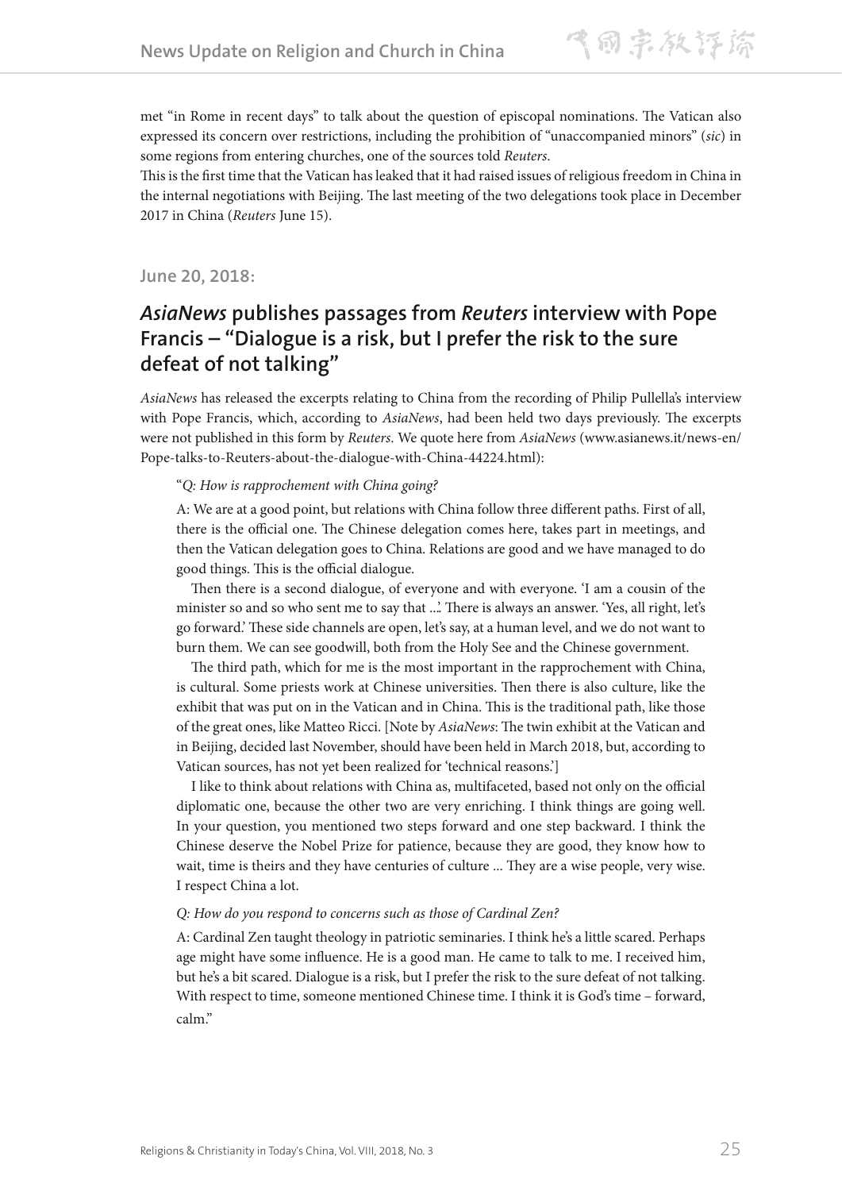met "in Rome in recent days" to talk about the question of episcopal nominations. The Vatican also expressed its concern over restrictions, including the prohibition of "unaccompanied minors" (*sic*) in some regions from entering churches, one of the sources told *Reuters*.

This is the first time that the Vatican has leaked that it had raised issues of religious freedom in China in the internal negotiations with Beijing. The last meeting of the two delegations took place in December 2017 in China (*Reuters* June 15).

### June 20, 2018:

## *AsiaNews* publishes passages from *Reuters* interview with Pope Francis – "Dialogue is a risk, but I prefer the risk to the sure defeat of not talking"

*AsiaNews* has released the excerpts relating to China from the recording of Philip Pullella's interview with Pope Francis, which, according to *AsiaNews*, had been held two days previously. The excerpts were not published in this form by *Reuters*. We quote here from *AsiaNews* (www.asianews.it/news-en/Pope-talks-to-Reuters-about-the-dialogue-with-China-44224.html):

> "*Q: How is rapprochement with China going?*
>
> A: We are at a good point, but relations with China follow three different paths. First of all, there is the official one. The Chinese delegation comes here, takes part in meetings, and then the Vatican delegation goes to China. Relations are good and we have managed to do good things. This is the official dialogue.
>
> Then there is a second dialogue, of everyone and with everyone. 'I am a cousin of the minister so and so who sent me to say that ...'. There is always an answer. 'Yes, all right, let's go forward.' These side channels are open, let's say, at a human level, and we do not want to burn them. We can see goodwill, both from the Holy See and the Chinese government.
>
> The third path, which for me is the most important in the rapprochement with China, is cultural. Some priests work at Chinese universities. Then there is also culture, like the exhibit that was put on in the Vatican and in China. This is the traditional path, like those of the great ones, like Matteo Ricci. [Note by *AsiaNews*: The twin exhibit at the Vatican and in Beijing, decided last November, should have been held in March 2018, but, according to Vatican sources, has not yet been realized for 'technical reasons.']
>
> I like to think about relations with China as, multifaceted, based not only on the official diplomatic one, because the other two are very enriching. I think things are going well. In your question, you mentioned two steps forward and one step backward. I think the Chinese deserve the Nobel Prize for patience, because they are good, they know how to wait, time is theirs and they have centuries of culture ... They are a wise people, very wise. I respect China a lot.
>
> *Q: How do you respond to concerns such as those of Cardinal Zen?*
>
> A: Cardinal Zen taught theology in patriotic seminaries. I think he's a little scared. Perhaps age might have some influence. He is a good man. He came to talk to me. I received him, but he's a bit scared. Dialogue is a risk, but I prefer the risk to the sure defeat of not talking. With respect to time, someone mentioned Chinese time. I think it is God's time – forward, calm."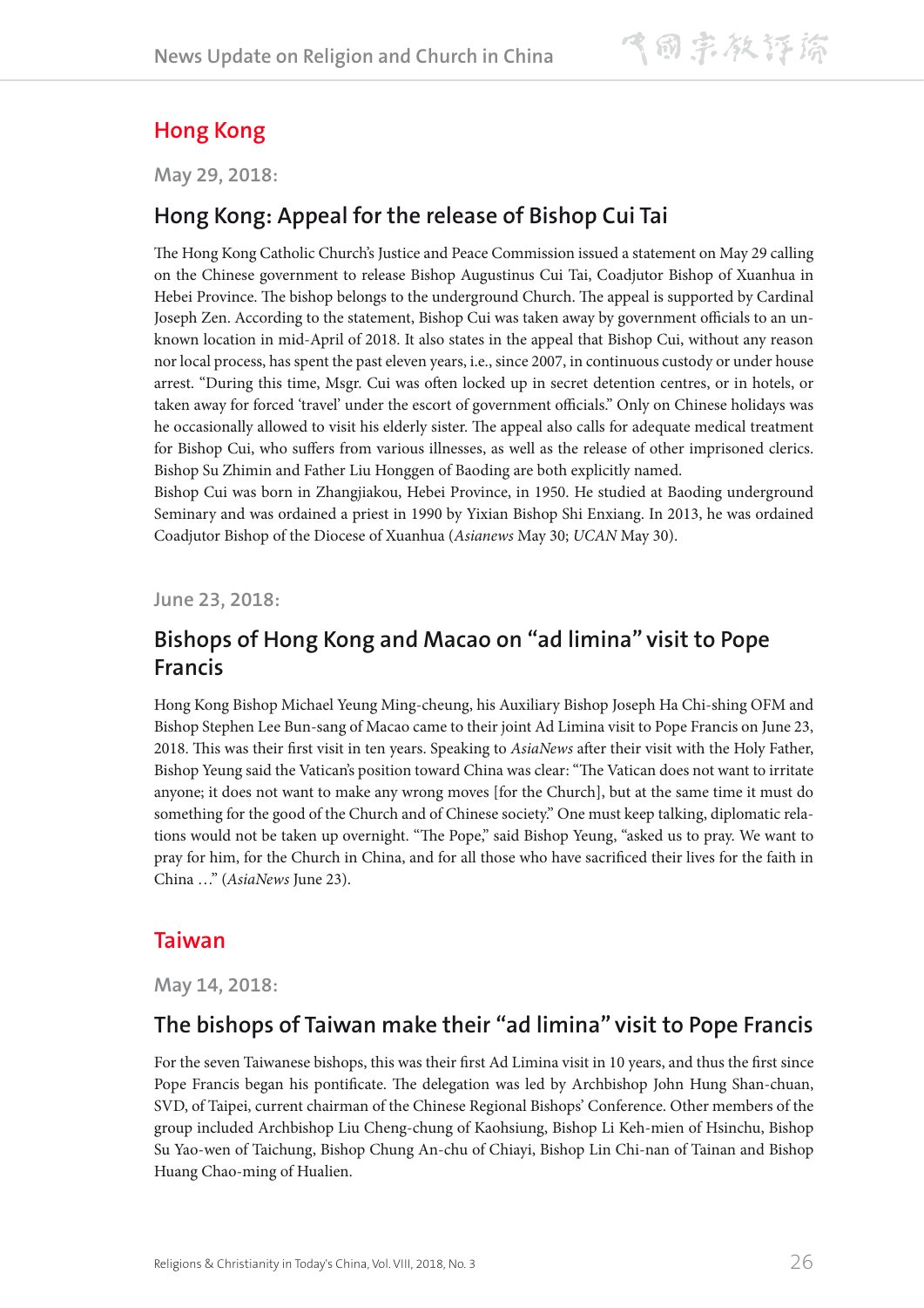## Hong Kong

**May 29, 2018:**

### Hong Kong: Appeal for the release of Bishop Cui Tai

The Hong Kong Catholic Church's Justice and Peace Commission issued a statement on May 29 calling on the Chinese government to release Bishop Augustinus Cui Tai, Coadjutor Bishop of Xuanhua in Hebei Province. The bishop belongs to the underground Church. The appeal is supported by Cardinal Joseph Zen. According to the statement, Bishop Cui was taken away by government officials to an unknown location in mid-April of 2018. It also states in the appeal that Bishop Cui, without any reason nor local process, has spent the past eleven years, i.e., since 2007, in continuous custody or under house arrest. "During this time, Msgr. Cui was often locked up in secret detention centres, or in hotels, or taken away for forced 'travel' under the escort of government officials." Only on Chinese holidays was he occasionally allowed to visit his elderly sister. The appeal also calls for adequate medical treatment for Bishop Cui, who suffers from various illnesses, as well as the release of other imprisoned clerics. Bishop Su Zhimin and Father Liu Honggen of Baoding are both explicitly named.

Bishop Cui was born in Zhangjiakou, Hebei Province, in 1950. He studied at Baoding underground Seminary and was ordained a priest in 1990 by Yixian Bishop Shi Enxiang. In 2013, he was ordained Coadjutor Bishop of the Diocese of Xuanhua (*Asianews* May 30; *UCAN* May 30).

**June 23, 2018:**

### Bishops of Hong Kong and Macao on "ad limina" visit to Pope Francis

Hong Kong Bishop Michael Yeung Ming-cheung, his Auxiliary Bishop Joseph Ha Chi-shing OFM and Bishop Stephen Lee Bun-sang of Macao came to their joint Ad Limina visit to Pope Francis on June 23, 2018. This was their first visit in ten years. Speaking to *AsiaNews* after their visit with the Holy Father, Bishop Yeung said the Vatican's position toward China was clear: "The Vatican does not want to irritate anyone; it does not want to make any wrong moves [for the Church], but at the same time it must do something for the good of the Church and of Chinese society." One must keep talking, diplomatic relations would not be taken up overnight. "The Pope," said Bishop Yeung, "asked us to pray. We want to pray for him, for the Church in China, and for all those who have sacrificed their lives for the faith in China …" (*AsiaNews* June 23).

## Taiwan

**May 14, 2018:**

### The bishops of Taiwan make their "ad limina" visit to Pope Francis

For the seven Taiwanese bishops, this was their first Ad Limina visit in 10 years, and thus the first since Pope Francis began his pontificate. The delegation was led by Archbishop John Hung Shan-chuan, SVD, of Taipei, current chairman of the Chinese Regional Bishops' Conference. Other members of the group included Archbishop Liu Cheng-chung of Kaohsiung, Bishop Li Keh-mien of Hsinchu, Bishop Su Yao-wen of Taichung, Bishop Chung An-chu of Chiayi, Bishop Lin Chi-nan of Tainan and Bishop Huang Chao-ming of Hualien.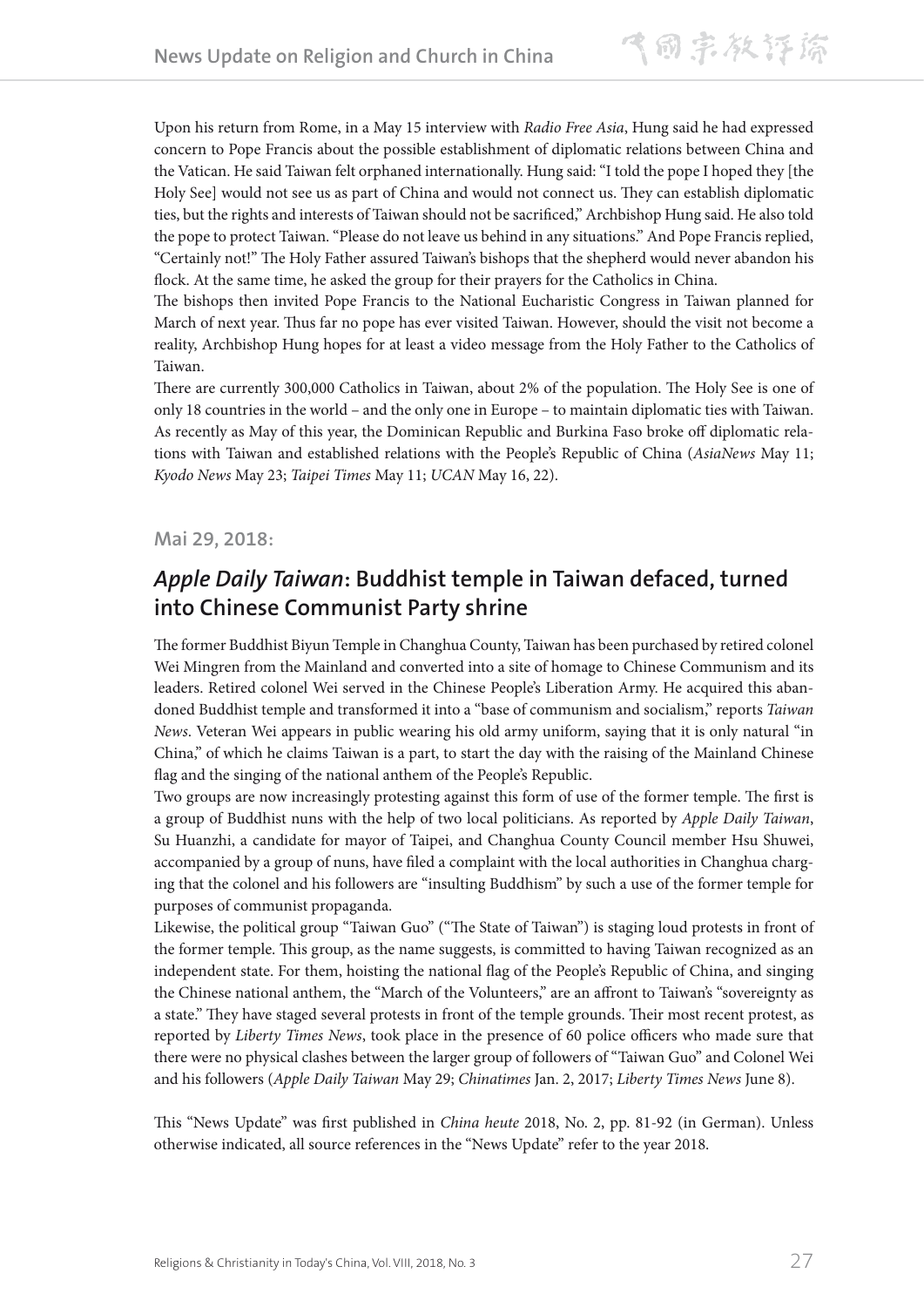Upon his return from Rome, in a May 15 interview with *Radio Free Asia*, Hung said he had expressed concern to Pope Francis about the possible establishment of diplomatic relations between China and the Vatican. He said Taiwan felt orphaned internationally. Hung said: "I told the pope I hoped they [the Holy See] would not see us as part of China and would not connect us. They can establish diplomatic ties, but the rights and interests of Taiwan should not be sacrificed," Archbishop Hung said. He also told the pope to protect Taiwan. "Please do not leave us behind in any situations." And Pope Francis replied, "Certainly not!" The Holy Father assured Taiwan's bishops that the shepherd would never abandon his flock. At the same time, he asked the group for their prayers for the Catholics in China.

The bishops then invited Pope Francis to the National Eucharistic Congress in Taiwan planned for March of next year. Thus far no pope has ever visited Taiwan. However, should the visit not become a reality, Archbishop Hung hopes for at least a video message from the Holy Father to the Catholics of Taiwan.

There are currently 300,000 Catholics in Taiwan, about 2% of the population. The Holy See is one of only 18 countries in the world – and the only one in Europe – to maintain diplomatic ties with Taiwan. As recently as May of this year, the Dominican Republic and Burkina Faso broke off diplomatic relations with Taiwan and established relations with the People's Republic of China (*AsiaNews* May 11; *Kyodo News* May 23; *Taipei Times* May 11; *UCAN* May 16, 22).

Mai 29, 2018:

## *Apple Daily Taiwan*: Buddhist temple in Taiwan defaced, turned into Chinese Communist Party shrine

The former Buddhist Biyun Temple in Changhua County, Taiwan has been purchased by retired colonel Wei Mingren from the Mainland and converted into a site of homage to Chinese Communism and its leaders. Retired colonel Wei served in the Chinese People's Liberation Army. He acquired this abandoned Buddhist temple and transformed it into a "base of communism and socialism," reports *Taiwan News*. Veteran Wei appears in public wearing his old army uniform, saying that it is only natural "in China," of which he claims Taiwan is a part, to start the day with the raising of the Mainland Chinese flag and the singing of the national anthem of the People's Republic.

Two groups are now increasingly protesting against this form of use of the former temple. The first is a group of Buddhist nuns with the help of two local politicians. As reported by *Apple Daily Taiwan*, Su Huanzhi, a candidate for mayor of Taipei, and Changhua County Council member Hsu Shuwei, accompanied by a group of nuns, have filed a complaint with the local authorities in Changhua charging that the colonel and his followers are "insulting Buddhism" by such a use of the former temple for purposes of communist propaganda.

Likewise, the political group "Taiwan Guo" ("The State of Taiwan") is staging loud protests in front of the former temple. This group, as the name suggests, is committed to having Taiwan recognized as an independent state. For them, hoisting the national flag of the People's Republic of China, and singing the Chinese national anthem, the "March of the Volunteers," are an affront to Taiwan's "sovereignty as a state." They have staged several protests in front of the temple grounds. Their most recent protest, as reported by *Liberty Times News*, took place in the presence of 60 police officers who made sure that there were no physical clashes between the larger group of followers of "Taiwan Guo" and Colonel Wei and his followers (*Apple Daily Taiwan* May 29; *Chinatimes* Jan. 2, 2017; *Liberty Times News* June 8).

This "News Update" was first published in *China heute* 2018, No. 2, pp. 81-92 (in German). Unless otherwise indicated, all source references in the "News Update" refer to the year 2018.